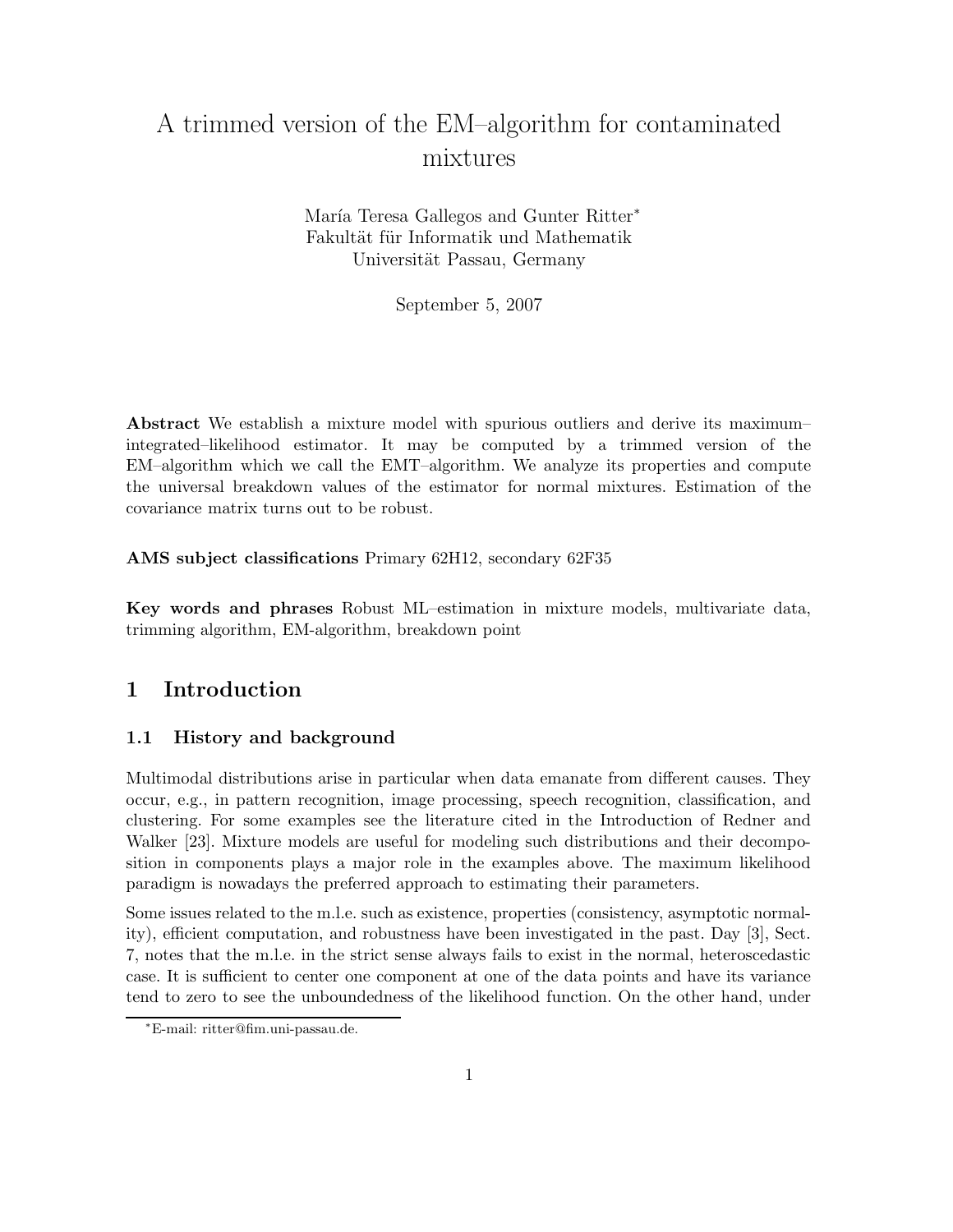# A trimmed version of the EM–algorithm for contaminated mixtures

María Teresa Gallegos and Gunter Ritter*
Fakultät für Informatik und Mathematik
Universität Passau, Germany

September 5, 2007

**Abstract** We establish a mixture model with spurious outliers and derive its maximum–integrated–likelihood estimator. It may be computed by a trimmed version of the EM–algorithm which we call the EMT–algorithm. We analyze its properties and compute the universal breakdown values of the estimator for normal mixtures. Estimation of the covariance matrix turns out to be robust.

**AMS subject classifications** Primary 62H12, secondary 62F35

**Key words and phrases** Robust ML–estimation in mixture models, multivariate data, trimming algorithm, EM-algorithm, breakdown point

## 1 Introduction

### 1.1 History and background

Multimodal distributions arise in particular when data emanate from different causes. They occur, e.g., in pattern recognition, image processing, speech recognition, classification, and clustering. For some examples see the literature cited in the Introduction of Redner and Walker [23]. Mixture models are useful for modeling such distributions and their decomposition in components plays a major role in the examples above. The maximum likelihood paradigm is nowadays the preferred approach to estimating their parameters.

Some issues related to the m.l.e. such as existence, properties (consistency, asymptotic normality), efficient computation, and robustness have been investigated in the past. Day [3], Sect. 7, notes that the m.l.e. in the strict sense always fails to exist in the normal, heteroscedastic case. It is sufficient to center one component at one of the data points and have its variance tend to zero to see the unboundedness of the likelihood function. On the other hand, under

*E-mail: ritter@fim.uni-passau.de.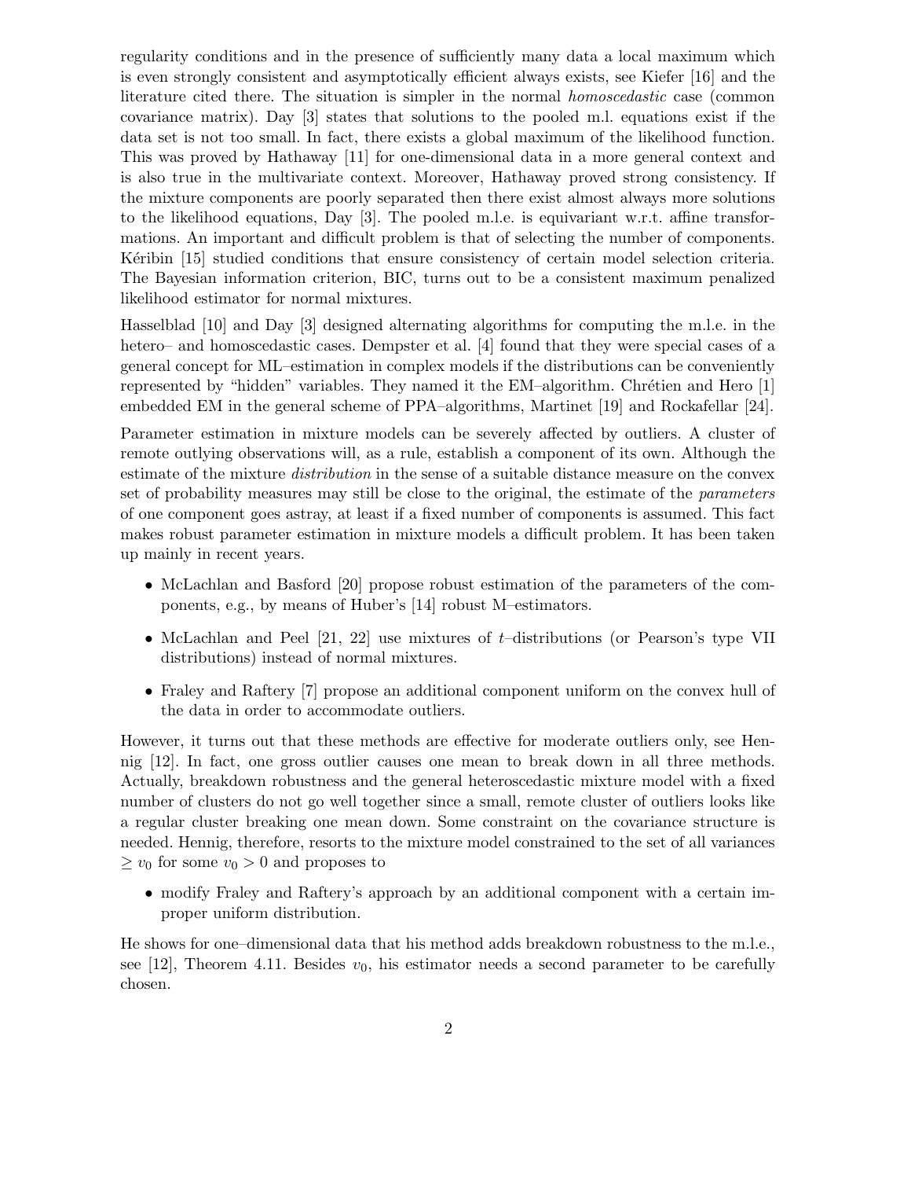regularity conditions and in the presence of sufficiently many data a local maximum which is even strongly consistent and asymptotically efficient always exists, see Kiefer [16] and the literature cited there. The situation is simpler in the normal *homoscedastic* case (common covariance matrix). Day [3] states that solutions to the pooled m.l. equations exist if the data set is not too small. In fact, there exists a global maximum of the likelihood function. This was proved by Hathaway [11] for one-dimensional data in a more general context and is also true in the multivariate context. Moreover, Hathaway proved strong consistency. If the mixture components are poorly separated then there exist almost always more solutions to the likelihood equations, Day [3]. The pooled m.l.e. is equivariant w.r.t. affine transformations. An important and difficult problem is that of selecting the number of components. Kéribin [15] studied conditions that ensure consistency of certain model selection criteria. The Bayesian information criterion, BIC, turns out to be a consistent maximum penalized likelihood estimator for normal mixtures.

Hasselblad [10] and Day [3] designed alternating algorithms for computing the m.l.e. in the hetero– and homoscedastic cases. Dempster et al. [4] found that they were special cases of a general concept for ML–estimation in complex models if the distributions can be conveniently represented by "hidden" variables. They named it the EM–algorithm. Chrétien and Hero [1] embedded EM in the general scheme of PPA–algorithms, Martinet [19] and Rockafellar [24].

Parameter estimation in mixture models can be severely affected by outliers. A cluster of remote outlying observations will, as a rule, establish a component of its own. Although the estimate of the mixture *distribution* in the sense of a suitable distance measure on the convex set of probability measures may still be close to the original, the estimate of the *parameters* of one component goes astray, at least if a fixed number of components is assumed. This fact makes robust parameter estimation in mixture models a difficult problem. It has been taken up mainly in recent years.

- McLachlan and Basford [20] propose robust estimation of the parameters of the components, e.g., by means of Huber's [14] robust M–estimators.
- McLachlan and Peel [21, 22] use mixtures of $t$–distributions (or Pearson's type VII distributions) instead of normal mixtures.
- Fraley and Raftery [7] propose an additional component uniform on the convex hull of the data in order to accommodate outliers.

However, it turns out that these methods are effective for moderate outliers only, see Hennig [12]. In fact, one gross outlier causes one mean to break down in all three methods. Actually, breakdown robustness and the general heteroscedastic mixture model with a fixed number of clusters do not go well together since a small, remote cluster of outliers looks like a regular cluster breaking one mean down. Some constraint on the covariance structure is needed. Hennig, therefore, resorts to the mixture model constrained to the set of all variances $\geq v_0$ for some $v_0 > 0$ and proposes to

- modify Fraley and Raftery's approach by an additional component with a certain improper uniform distribution.

He shows for one–dimensional data that his method adds breakdown robustness to the m.l.e., see [12], Theorem 4.11. Besides $v_0$, his estimator needs a second parameter to be carefully chosen.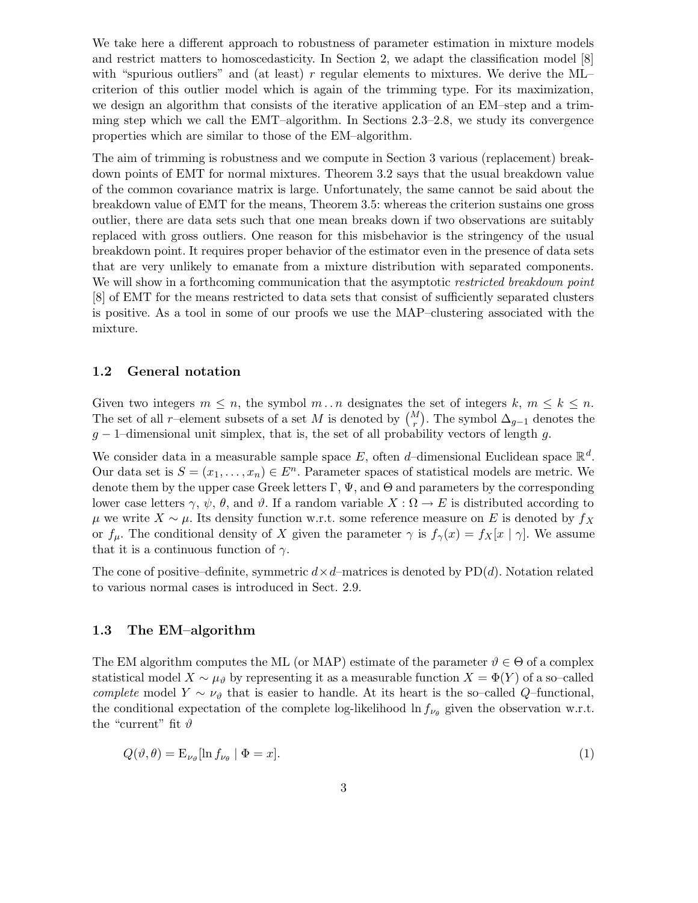We take here a different approach to robustness of parameter estimation in mixture models and restrict matters to homoscedasticity. In Section 2, we adapt the classification model [8] with "spurious outliers" and (at least) $r$ regular elements to mixtures. We derive the ML–criterion of this outlier model which is again of the trimming type. For its maximization, we design an algorithm that consists of the iterative application of an EM–step and a trimming step which we call the EMT–algorithm. In Sections 2.3–2.8, we study its convergence properties which are similar to those of the EM–algorithm.

The aim of trimming is robustness and we compute in Section 3 various (replacement) breakdown points of EMT for normal mixtures. Theorem 3.2 says that the usual breakdown value of the common covariance matrix is large. Unfortunately, the same cannot be said about the breakdown value of EMT for the means, Theorem 3.5: whereas the criterion sustains one gross outlier, there are data sets such that one mean breaks down if two observations are suitably replaced with gross outliers. One reason for this misbehavior is the stringency of the usual breakdown point. It requires proper behavior of the estimator even in the presence of data sets that are very unlikely to emanate from a mixture distribution with separated components. We will show in a forthcoming communication that the asymptotic *restricted breakdown point* [8] of EMT for the means restricted to data sets that consist of sufficiently separated clusters is positive. As a tool in some of our proofs we use the MAP–clustering associated with the mixture.

## 1.2 General notation

Given two integers $m \le n$, the symbol $m\,..\,n$ designates the set of integers $k$, $m \le k \le n$. The set of all $r$–element subsets of a set $M$ is denoted by $\binom{M}{r}$. The symbol $\Delta_{g-1}$ denotes the $g-1$–dimensional unit simplex, that is, the set of all probability vectors of length $g$.

We consider data in a measurable sample space $E$, often $d$–dimensional Euclidean space $\mathbb{R}^d$. Our data set is $S = (x_1, \dots, x_n) \in E^n$. Parameter spaces of statistical models are metric. We denote them by the upper case Greek letters $\Gamma$, $\Psi$, and $\Theta$ and parameters by the corresponding lower case letters $\gamma$, $\psi$, $\theta$, and $\vartheta$. If a random variable $X : \Omega \to E$ is distributed according to $\mu$ we write $X \sim \mu$. Its density function w.r.t. some reference measure on $E$ is denoted by $f_X$ or $f_\mu$. The conditional density of $X$ given the parameter $\gamma$ is $f_\gamma(x) = f_X[x \mid \gamma]$. We assume that it is a continuous function of $\gamma$.

The cone of positive–definite, symmetric $d \times d$–matrices is denoted by $\mathrm{PD}(d)$. Notation related to various normal cases is introduced in Sect. 2.9.

## 1.3 The EM–algorithm

The EM algorithm computes the ML (or MAP) estimate of the parameter $\vartheta \in \Theta$ of a complex statistical model $X \sim \mu_\vartheta$ by representing it as a measurable function $X = \Phi(Y)$ of a so–called *complete* model $Y \sim \nu_\vartheta$ that is easier to handle. At its heart is the so–called $Q$–functional, the conditional expectation of the complete log-likelihood $\ln f_{\nu_\theta}$ given the observation w.r.t. the "current" fit $\vartheta$

$$Q(\vartheta, \theta) = \mathrm{E}_{\nu_\vartheta}[\ln f_{\nu_\theta} \mid \Phi = x]. \tag{1}$$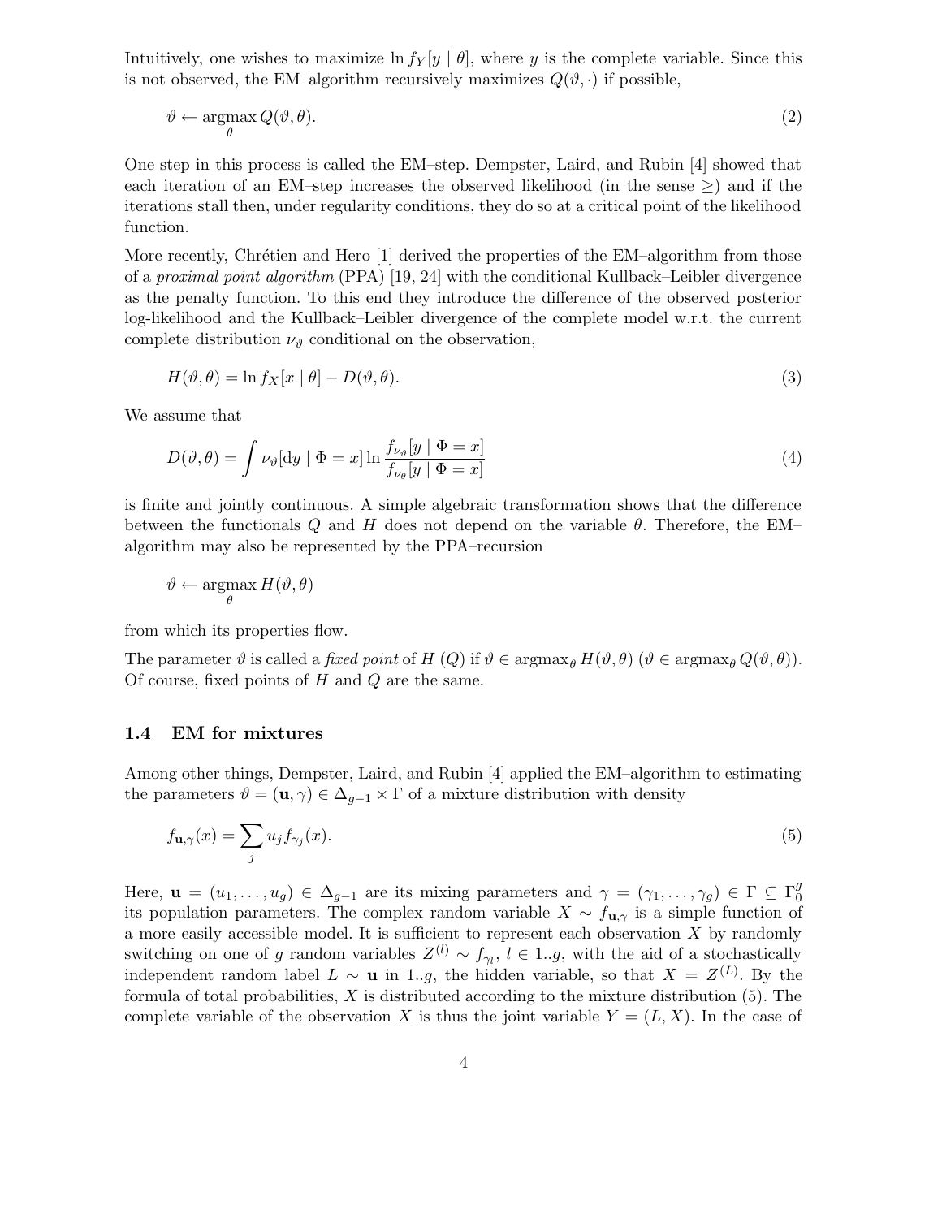Intuitively, one wishes to maximize $\ln f_Y[y \mid \theta]$, where $y$ is the complete variable. Since this is not observed, the EM–algorithm recursively maximizes $Q(\vartheta, \cdot)$ if possible,

$$\vartheta \leftarrow \operatorname*{argmax}_{\theta} Q(\vartheta, \theta). \tag{2}$$

One step in this process is called the EM–step. Dempster, Laird, and Rubin [4] showed that each iteration of an EM–step increases the observed likelihood (in the sense $\geq$) and if the iterations stall then, under regularity conditions, they do so at a critical point of the likelihood function.

More recently, Chrétien and Hero [1] derived the properties of the EM–algorithm from those of a *proximal point algorithm* (PPA) [19, 24] with the conditional Kullback–Leibler divergence as the penalty function. To this end they introduce the difference of the observed posterior log-likelihood and the Kullback–Leibler divergence of the complete model w.r.t. the current complete distribution $\nu_\vartheta$ conditional on the observation,

$$H(\vartheta, \theta) = \ln f_X[x \mid \theta] - D(\vartheta, \theta). \tag{3}$$

We assume that

$$D(\vartheta, \theta) = \int \nu_\vartheta[\mathrm{d}y \mid \Phi = x] \ln \frac{f_{\nu_\vartheta}[y \mid \Phi = x]}{f_{\nu_\theta}[y \mid \Phi = x]} \tag{4}$$

is finite and jointly continuous. A simple algebraic transformation shows that the difference between the functionals $Q$ and $H$ does not depend on the variable $\theta$. Therefore, the EM–algorithm may also be represented by the PPA–recursion

$$\vartheta \leftarrow \operatorname*{argmax}_{\theta} H(\vartheta, \theta)$$

from which its properties flow.

The parameter $\vartheta$ is called a *fixed point* of $H$ ($Q$) if $\vartheta \in \operatorname{argmax}_\theta H(\vartheta, \theta)$ ($\vartheta \in \operatorname{argmax}_\theta Q(\vartheta, \theta)$). Of course, fixed points of $H$ and $Q$ are the same.

### 1.4 EM for mixtures

Among other things, Dempster, Laird, and Rubin [4] applied the EM–algorithm to estimating the parameters $\vartheta = (\mathbf{u}, \gamma) \in \Delta_{g-1} \times \Gamma$ of a mixture distribution with density

$$f_{\mathbf{u},\gamma}(x) = \sum_j u_j f_{\gamma_j}(x). \tag{5}$$

Here, $\mathbf{u} = (u_1, \ldots, u_g) \in \Delta_{g-1}$ are its mixing parameters and $\gamma = (\gamma_1, \ldots, \gamma_g) \in \Gamma \subseteq \Gamma_0^g$ its population parameters. The complex random variable $X \sim f_{\mathbf{u},\gamma}$ is a simple function of a more easily accessible model. It is sufficient to represent each observation $X$ by randomly switching on one of $g$ random variables $Z^{(l)} \sim f_{\gamma_l}$, $l \in 1..g$, with the aid of a stochastically independent random label $L \sim \mathbf{u}$ in $1..g$, the hidden variable, so that $X = Z^{(L)}$. By the formula of total probabilities, $X$ is distributed according to the mixture distribution (5). The complete variable of the observation $X$ is thus the joint variable $Y = (L, X)$. In the case of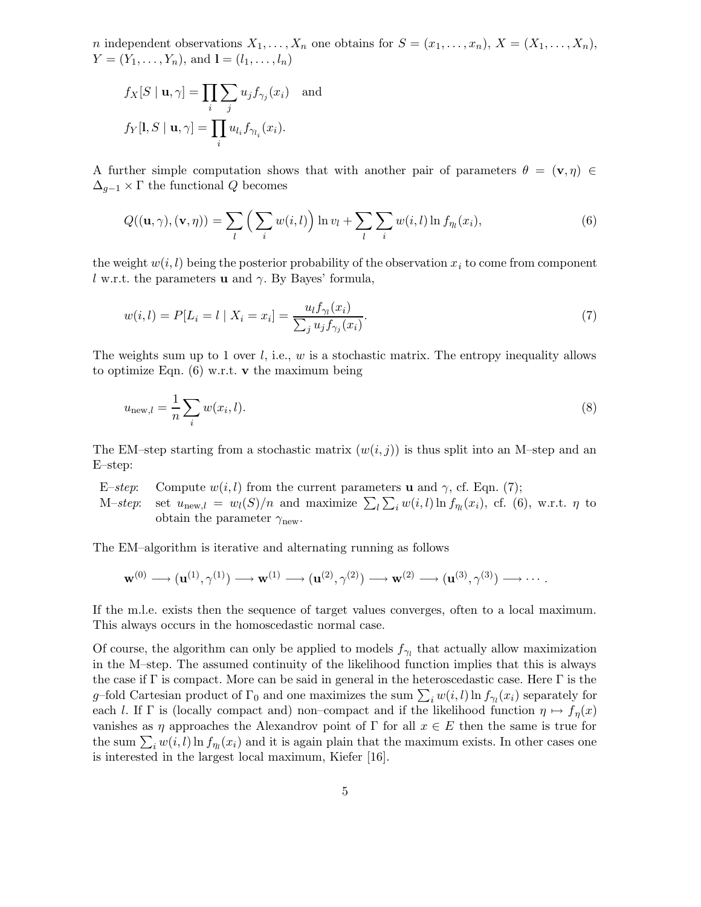$n$ independent observations $X_1, \ldots, X_n$ one obtains for $S = (x_1, \ldots, x_n)$, $X = (X_1, \ldots, X_n)$, $Y = (Y_1, \ldots, Y_n)$, and $\mathbf{l} = (l_1, \ldots, l_n)$

$$f_X[S \mid \mathbf{u}, \gamma] = \prod_i \sum_j u_j f_{\gamma_j}(x_i) \quad \text{and}$$
$$f_Y[\mathbf{l}, S \mid \mathbf{u}, \gamma] = \prod_i u_{l_i} f_{\gamma_{l_i}}(x_i).$$

A further simple computation shows that with another pair of parameters $\theta = (\mathbf{v}, \eta) \in \Delta_{g-1} \times \Gamma$ the functional $Q$ becomes

$$Q((\mathbf{u}, \gamma), (\mathbf{v}, \eta)) = \sum_l \Big( \sum_i w(i,l) \Big) \ln v_l + \sum_l \sum_i w(i,l) \ln f_{\eta_l}(x_i), \tag{6}$$

the weight $w(i,l)$ being the posterior probability of the observation $x_i$ to come from component $l$ w.r.t. the parameters $\mathbf{u}$ and $\gamma$. By Bayes' formula,

$$w(i,l) = P[L_i = l \mid X_i = x_i] = \frac{u_l f_{\gamma_l}(x_i)}{\sum_j u_j f_{\gamma_j}(x_i)}. \tag{7}$$

The weights sum up to 1 over $l$, i.e., $w$ is a stochastic matrix. The entropy inequality allows to optimize Eqn. (6) w.r.t. $\mathbf{v}$ the maximum being

$$u_{\text{new},l} = \frac{1}{n} \sum_i w(x_i, l). \tag{8}$$

The EM–step starting from a stochastic matrix $(w(i,j))$ is thus split into an M–step and an E–step:

*E–step*: Compute $w(i,l)$ from the current parameters $\mathbf{u}$ and $\gamma$, cf. Eqn. (7);
*M–step*: set $u_{\text{new},l} = w_l(S)/n$ and maximize $\sum_l \sum_i w(i,l) \ln f_{\eta_l}(x_i)$, cf. (6), w.r.t. $\eta$ to obtain the parameter $\gamma_{\text{new}}$.

The EM–algorithm is iterative and alternating running as follows

$$\mathbf{w}^{(0)} \longrightarrow (\mathbf{u}^{(1)}, \gamma^{(1)}) \longrightarrow \mathbf{w}^{(1)} \longrightarrow (\mathbf{u}^{(2)}, \gamma^{(2)}) \longrightarrow \mathbf{w}^{(2)} \longrightarrow (\mathbf{u}^{(3)}, \gamma^{(3)}) \longrightarrow \cdots.$$

If the m.l.e. exists then the sequence of target values converges, often to a local maximum. This always occurs in the homoscedastic normal case.

Of course, the algorithm can only be applied to models $f_{\gamma_l}$ that actually allow maximization in the M–step. The assumed continuity of the likelihood function implies that this is always the case if $\Gamma$ is compact. More can be said in general in the heteroscedastic case. Here $\Gamma$ is the $g$–fold Cartesian product of $\Gamma_0$ and one maximizes the sum $\sum_i w(i,l) \ln f_{\gamma_l}(x_i)$ separately for each $l$. If $\Gamma$ is (locally compact and) non–compact and if the likelihood function $\eta \mapsto f_\eta(x)$ vanishes as $\eta$ approaches the Alexandrov point of $\Gamma$ for all $x \in E$ then the same is true for the sum $\sum_i w(i,l) \ln f_{\eta_l}(x_i)$ and it is again plain that the maximum exists. In other cases one is interested in the largest local maximum, Kiefer [16].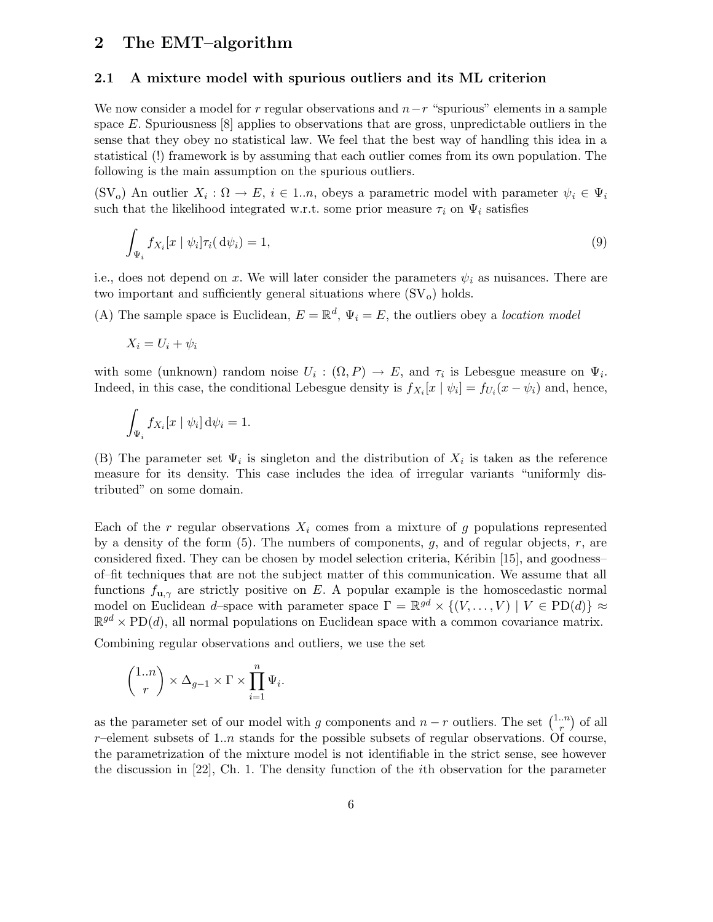## 2 The EMT–algorithm

### 2.1 A mixture model with spurious outliers and its ML criterion

We now consider a model for $r$ regular observations and $n-r$ "spurious" elements in a sample space $E$. Spuriousness [8] applies to observations that are gross, unpredictable outliers in the sense that they obey no statistical law. We feel that the best way of handling this idea in a statistical (!) framework is by assuming that each outlier comes from its own population. The following is the main assumption on the spurious outliers.

($\text{SV}_\text{o}$) An outlier $X_i : \Omega \to E$, $i \in 1..n$, obeys a parametric model with parameter $\psi_i \in \Psi_i$ such that the likelihood integrated w.r.t. some prior measure $\tau_i$ on $\Psi_i$ satisfies

$$\int_{\Psi_i} f_{X_i}[x \mid \psi_i] \tau_i(\,\mathrm{d}\psi_i) = 1, \tag{9}$$

i.e., does not depend on $x$. We will later consider the parameters $\psi_i$ as nuisances. There are two important and sufficiently general situations where ($\text{SV}_\text{o}$) holds.

(A) The sample space is Euclidean, $E = \mathbb{R}^d$, $\Psi_i = E$, the outliers obey a *location model*

$$X_i = U_i + \psi_i$$

with some (unknown) random noise $U_i : (\Omega, P) \to E$, and $\tau_i$ is Lebesgue measure on $\Psi_i$. Indeed, in this case, the conditional Lebesgue density is $f_{X_i}[x \mid \psi_i] = f_{U_i}(x - \psi_i)$ and, hence,

$$\int_{\Psi_i} f_{X_i}[x \mid \psi_i] \,\mathrm{d}\psi_i = 1.$$

(B) The parameter set $\Psi_i$ is singleton and the distribution of $X_i$ is taken as the reference measure for its density. This case includes the idea of irregular variants "uniformly distributed" on some domain.

Each of the $r$ regular observations $X_i$ comes from a mixture of $g$ populations represented by a density of the form (5). The numbers of components, $g$, and of regular objects, $r$, are considered fixed. They can be chosen by model selection criteria, Kéribin [15], and goodness–of–fit techniques that are not the subject matter of this communication. We assume that all functions $f_{\mathbf{u},\gamma}$ are strictly positive on $E$. A popular example is the homoscedastic normal model on Euclidean $d$–space with parameter space $\Gamma = \mathbb{R}^{gd} \times \{(V, \ldots, V) \mid V \in \text{PD}(d)\} \approx \mathbb{R}^{gd} \times \text{PD}(d)$, all normal populations on Euclidean space with a common covariance matrix.

Combining regular observations and outliers, we use the set

$$\binom{1..n}{r} \times \Delta_{g-1} \times \Gamma \times \prod_{i=1}^{n} \Psi_i.$$

as the parameter set of our model with $g$ components and $n-r$ outliers. The set $\binom{1..n}{r}$ of all $r$–element subsets of $1..n$ stands for the possible subsets of regular observations. Of course, the parametrization of the mixture model is not identifiable in the strict sense, see however the discussion in [22], Ch. 1. The density function of the $i$th observation for the parameter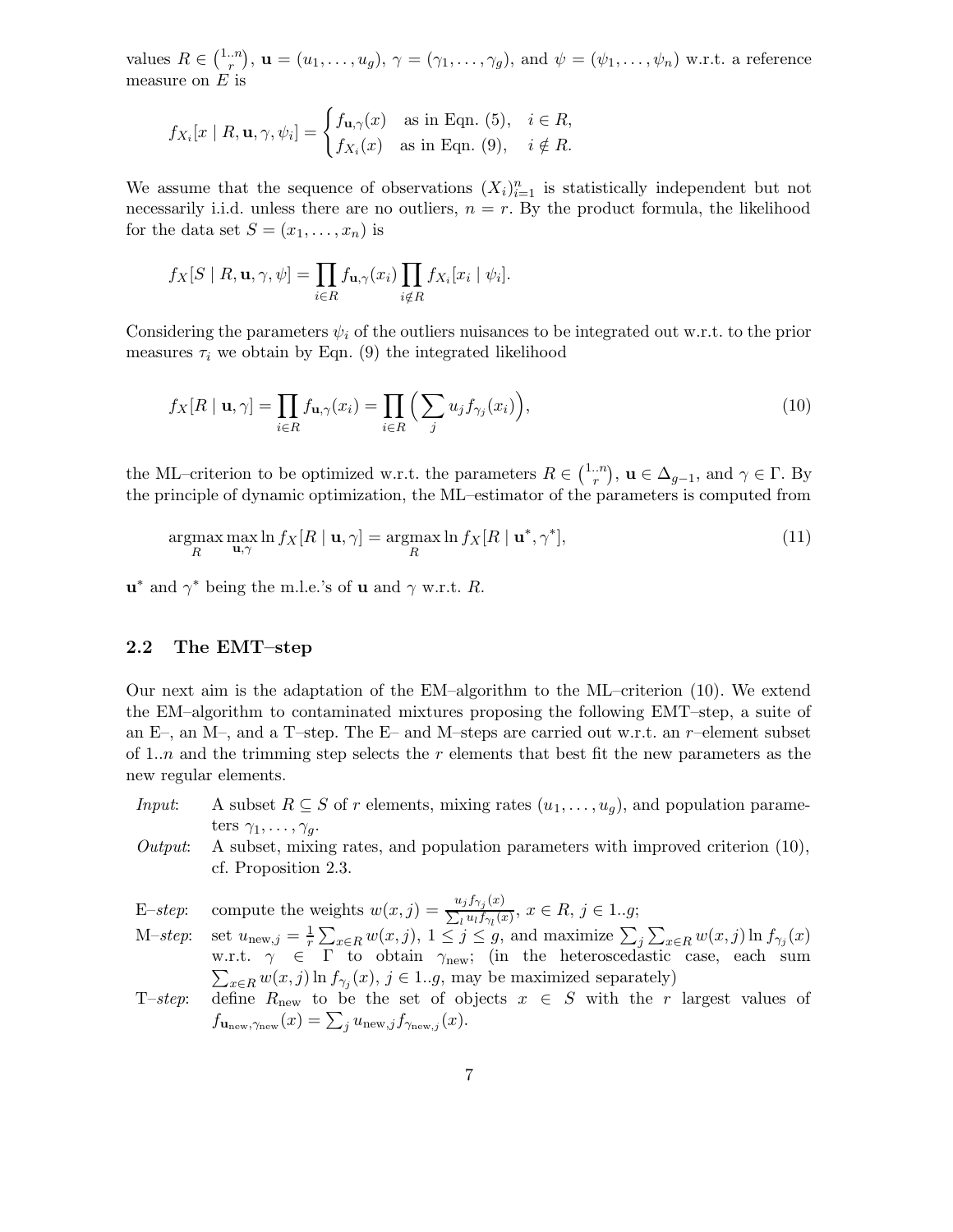values $R \in \binom{1..n}{r}$, $\mathbf{u} = (u_1, \dots, u_g)$, $\gamma = (\gamma_1, \dots, \gamma_g)$, and $\psi = (\psi_1, \dots, \psi_n)$ w.r.t. a reference measure on $E$ is

$$f_{X_i}[x \mid R, \mathbf{u}, \gamma, \psi_i] = \begin{cases} f_{\mathbf{u},\gamma}(x) & \text{as in Eqn. (5)}, \quad i \in R, \\ f_{X_i}(x) & \text{as in Eqn. (9)}, \quad i \notin R. \end{cases}$$

We assume that the sequence of observations $(X_i)_{i=1}^n$ is statistically independent but not necessarily i.i.d. unless there are no outliers, $n = r$. By the product formula, the likelihood for the data set $S = (x_1, \dots, x_n)$ is

$$f_X[S \mid R, \mathbf{u}, \gamma, \psi] = \prod_{i \in R} f_{\mathbf{u},\gamma}(x_i) \prod_{i \notin R} f_{X_i}[x_i \mid \psi_i].$$

Considering the parameters $\psi_i$ of the outliers nuisances to be integrated out w.r.t. to the prior measures $\tau_i$ we obtain by Eqn. (9) the integrated likelihood

$$f_X[R \mid \mathbf{u}, \gamma] = \prod_{i \in R} f_{\mathbf{u},\gamma}(x_i) = \prod_{i \in R} \Big( \sum_j u_j f_{\gamma_j}(x_i) \Big), \tag{10}$$

the ML–criterion to be optimized w.r.t. the parameters $R \in \binom{1..n}{r}$, $\mathbf{u} \in \Delta_{g-1}$, and $\gamma \in \Gamma$. By the principle of dynamic optimization, the ML–estimator of the parameters is computed from

$$\operatorname*{argmax}_R \max_{\mathbf{u},\gamma} \ln f_X[R \mid \mathbf{u}, \gamma] = \operatorname*{argmax}_R \ln f_X[R \mid \mathbf{u}^*, \gamma^*], \tag{11}$$

$\mathbf{u}^*$ and $\gamma^*$ being the m.l.e.'s of $\mathbf{u}$ and $\gamma$ w.r.t. $R$.

### 2.2 The EMT–step

Our next aim is the adaptation of the EM–algorithm to the ML–criterion (10). We extend the EM–algorithm to contaminated mixtures proposing the following EMT–step, a suite of an E–, an M–, and a T–step. The E– and M–steps are carried out w.r.t. an $r$–element subset of $1..n$ and the trimming step selects the $r$ elements that best fit the new parameters as the new regular elements.

*Input*: A subset $R \subseteq S$ of $r$ elements, mixing rates $(u_1, \dots, u_g)$, and population parameters $\gamma_1, \dots, \gamma_g$.

*Output*: A subset, mixing rates, and population parameters with improved criterion (10), cf. Proposition 2.3.

E–*step*: compute the weights $w(x, j) = \frac{u_j f_{\gamma_j}(x)}{\sum_l u_l f_{\gamma_l}(x)}$, $x \in R$, $j \in 1..g$;

M–*step*: set $u_{\text{new},j} = \frac{1}{r} \sum_{x \in R} w(x, j)$, $1 \le j \le g$, and maximize $\sum_j \sum_{x \in R} w(x, j) \ln f_{\gamma_j}(x)$ w.r.t. $\gamma \in \Gamma$ to obtain $\gamma_{\text{new}}$; (in the heteroscedastic case, each sum $\sum_{x \in R} w(x, j) \ln f_{\gamma_j}(x)$, $j \in 1..g$, may be maximized separately)

T–*step*: define $R_{\text{new}}$ to be the set of objects $x \in S$ with the $r$ largest values of $f_{\mathbf{u}_{\text{new}},\gamma_{\text{new}}}(x) = \sum_j u_{\text{new},j} f_{\gamma_{\text{new},j}}(x)$.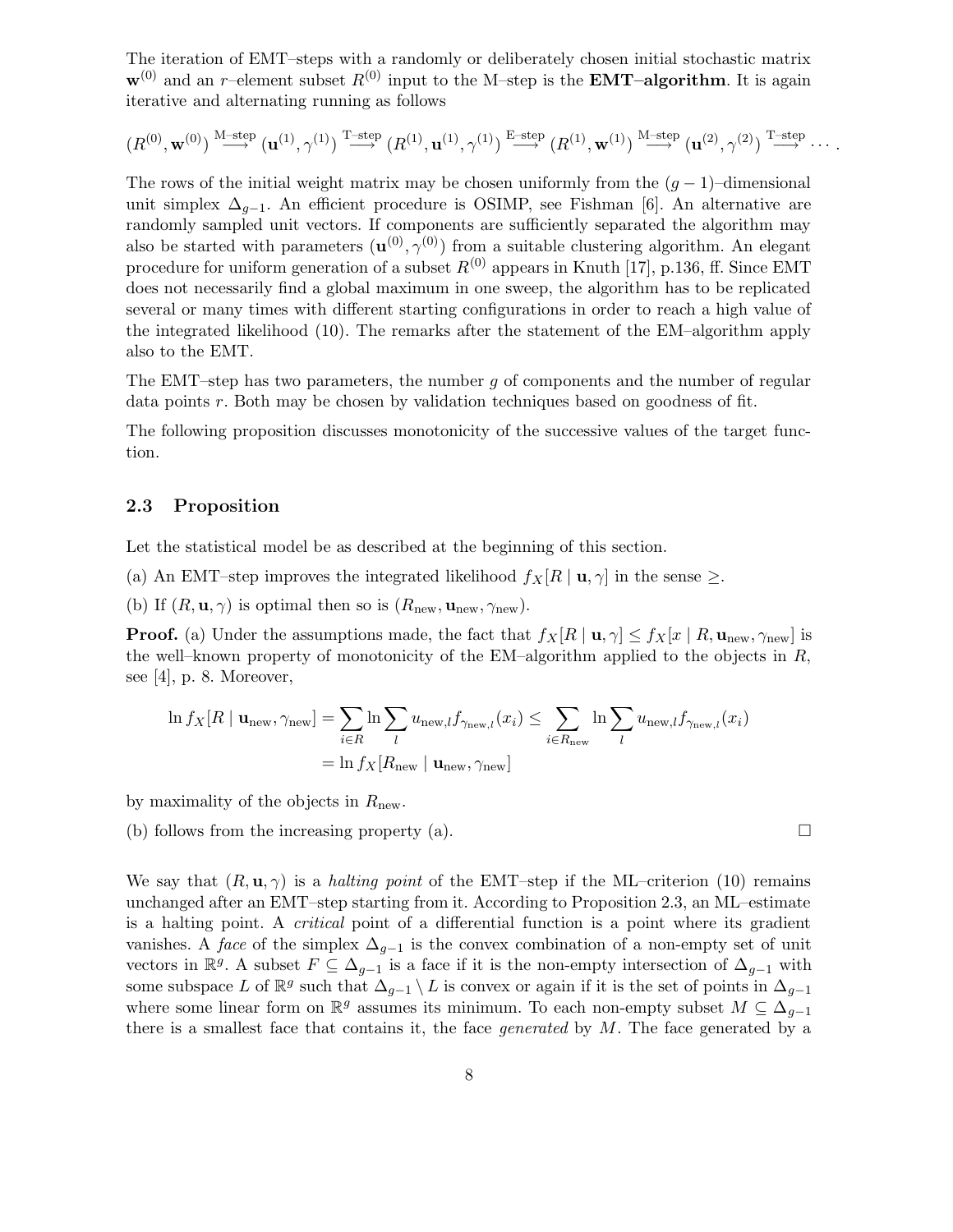The iteration of EMT–steps with a randomly or deliberately chosen initial stochastic matrix $\mathbf{w}^{(0)}$ and an $r$–element subset $R^{(0)}$ input to the M–step is the **EMT–algorithm**. It is again iterative and alternating running as follows

$$(R^{(0)}, \mathbf{w}^{(0)}) \xrightarrow{\text{M–step}} (\mathbf{u}^{(1)}, \gamma^{(1)}) \xrightarrow{\text{T–step}} (R^{(1)}, \mathbf{u}^{(1)}, \gamma^{(1)}) \xrightarrow{\text{E–step}} (R^{(1)}, \mathbf{w}^{(1)}) \xrightarrow{\text{M–step}} (\mathbf{u}^{(2)}, \gamma^{(2)}) \xrightarrow{\text{T–step}} \cdots .$$

The rows of the initial weight matrix may be chosen uniformly from the $(g-1)$–dimensional unit simplex $\Delta_{g-1}$. An efficient procedure is OSIMP, see Fishman [6]. An alternative are randomly sampled unit vectors. If components are sufficiently separated the algorithm may also be started with parameters $(\mathbf{u}^{(0)}, \gamma^{(0)})$ from a suitable clustering algorithm. An elegant procedure for uniform generation of a subset $R^{(0)}$ appears in Knuth [17], p.136, ff. Since EMT does not necessarily find a global maximum in one sweep, the algorithm has to be replicated several or many times with different starting configurations in order to reach a high value of the integrated likelihood (10). The remarks after the statement of the EM–algorithm apply also to the EMT.

The EMT–step has two parameters, the number $g$ of components and the number of regular data points $r$. Both may be chosen by validation techniques based on goodness of fit.

The following proposition discusses monotonicity of the successive values of the target function.

### 2.3 Proposition

Let the statistical model be as described at the beginning of this section.

(a) An EMT–step improves the integrated likelihood $f_X[R \mid \mathbf{u}, \gamma]$ in the sense $\geq$.

(b) If $(R, \mathbf{u}, \gamma)$ is optimal then so is $(R_{\text{new}}, \mathbf{u}_{\text{new}}, \gamma_{\text{new}})$.

**Proof.** (a) Under the assumptions made, the fact that $f_X[R \mid \mathbf{u}, \gamma] \leq f_X[x \mid R, \mathbf{u}_{\text{new}}, \gamma_{\text{new}}]$ is the well–known property of monotonicity of the EM–algorithm applied to the objects in $R$, see [4], p. 8. Moreover,

$$\begin{aligned}
\ln f_X[R \mid \mathbf{u}_{\text{new}}, \gamma_{\text{new}}] &= \sum_{i \in R} \ln \sum_l u_{\text{new},l} f_{\gamma_{\text{new},l}}(x_i) \leq \sum_{i \in R_{\text{new}}} \ln \sum_l u_{\text{new},l} f_{\gamma_{\text{new},l}}(x_i) \\
&= \ln f_X[R_{\text{new}} \mid \mathbf{u}_{\text{new}}, \gamma_{\text{new}}]
\end{aligned}$$

by maximality of the objects in $R_{\text{new}}$.

(b) follows from the increasing property (a). $\square$

We say that $(R, \mathbf{u}, \gamma)$ is a *halting point* of the EMT–step if the ML–criterion (10) remains unchanged after an EMT–step starting from it. According to Proposition 2.3, an ML–estimate is a halting point. A *critical* point of a differential function is a point where its gradient vanishes. A *face* of the simplex $\Delta_{g-1}$ is the convex combination of a non-empty set of unit vectors in $\mathbb{R}^g$. A subset $F \subseteq \Delta_{g-1}$ is a face if it is the non-empty intersection of $\Delta_{g-1}$ with some subspace $L$ of $\mathbb{R}^g$ such that $\Delta_{g-1} \setminus L$ is convex or again if it is the set of points in $\Delta_{g-1}$ where some linear form on $\mathbb{R}^g$ assumes its minimum. To each non-empty subset $M \subseteq \Delta_{g-1}$ there is a smallest face that contains it, the face *generated* by $M$. The face generated by a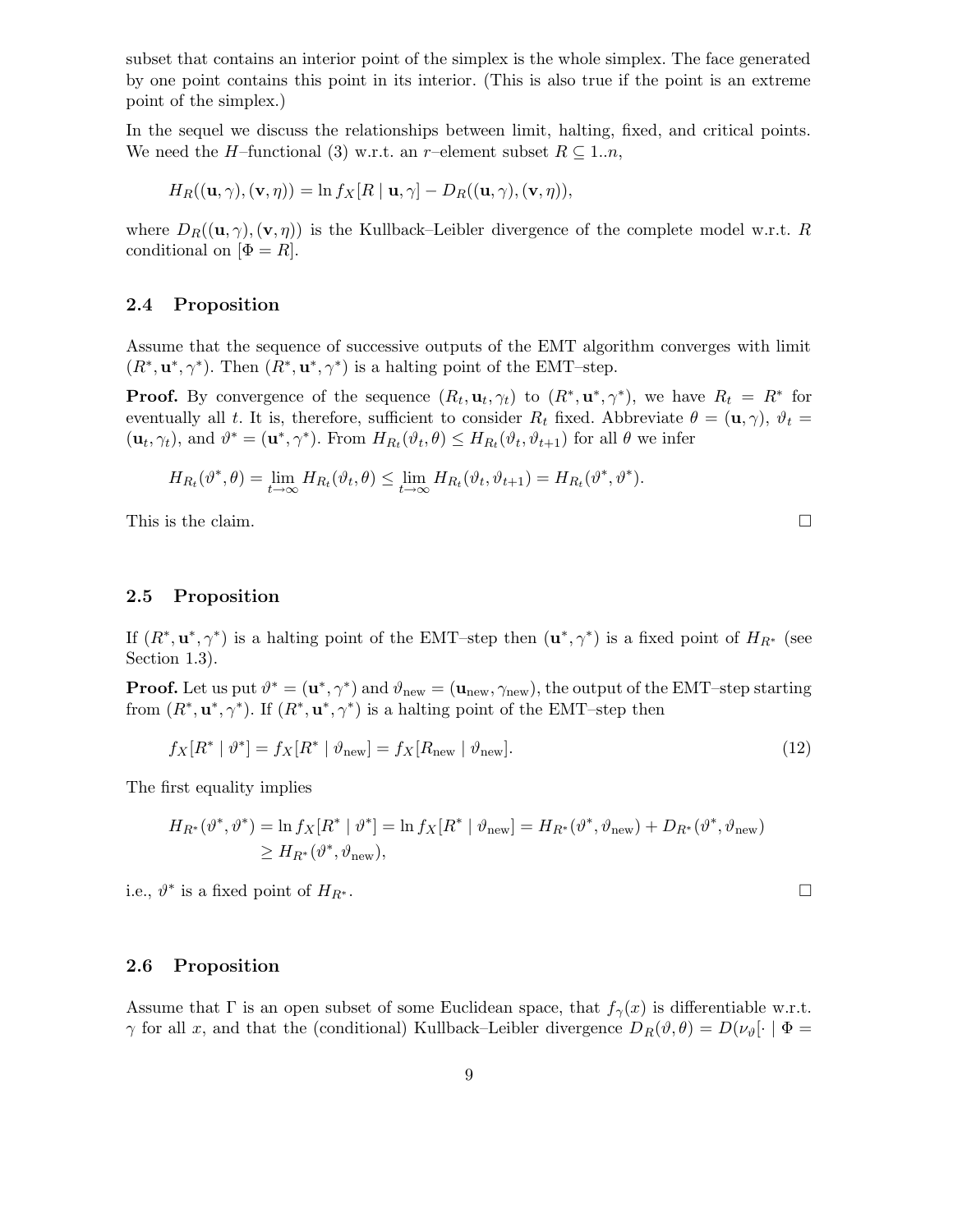subset that contains an interior point of the simplex is the whole simplex. The face generated by one point contains this point in its interior. (This is also true if the point is an extreme point of the simplex.)

In the sequel we discuss the relationships between limit, halting, fixed, and critical points. We need the $H$–functional (3) w.r.t. an $r$–element subset $R \subseteq 1..n$,

$$H_R((\mathbf{u},\gamma),(\mathbf{v},\eta)) = \ln f_X[R \mid \mathbf{u},\gamma] - D_R((\mathbf{u},\gamma),(\mathbf{v},\eta)),$$

where $D_R((\mathbf{u},\gamma),(\mathbf{v},\eta))$ is the Kullback–Leibler divergence of the complete model w.r.t. $R$ conditional on $[\Phi = R]$.

### 2.4 Proposition

Assume that the sequence of successive outputs of the EMT algorithm converges with limit $(R^*,\mathbf{u}^*,\gamma^*)$. Then $(R^*,\mathbf{u}^*,\gamma^*)$ is a halting point of the EMT–step.

**Proof.** By convergence of the sequence $(R_t,\mathbf{u}_t,\gamma_t)$ to $(R^*,\mathbf{u}^*,\gamma^*)$, we have $R_t = R^*$ for eventually all $t$. It is, therefore, sufficient to consider $R_t$ fixed. Abbreviate $\theta = (\mathbf{u},\gamma)$, $\vartheta_t = (\mathbf{u}_t,\gamma_t)$, and $\vartheta^* = (\mathbf{u}^*,\gamma^*)$. From $H_{R_t}(\vartheta_t,\theta) \le H_{R_t}(\vartheta_t,\vartheta_{t+1})$ for all $\theta$ we infer

$$H_{R_t}(\vartheta^*,\theta) = \lim_{t\to\infty} H_{R_t}(\vartheta_t,\theta) \le \lim_{t\to\infty} H_{R_t}(\vartheta_t,\vartheta_{t+1}) = H_{R_t}(\vartheta^*,\vartheta^*).$$

This is the claim. □

### 2.5 Proposition

If $(R^*,\mathbf{u}^*,\gamma^*)$ is a halting point of the EMT–step then $(\mathbf{u}^*,\gamma^*)$ is a fixed point of $H_{R^*}$ (see Section 1.3).

**Proof.** Let us put $\vartheta^* = (\mathbf{u}^*,\gamma^*)$ and $\vartheta_{\text{new}} = (\mathbf{u}_{\text{new}},\gamma_{\text{new}})$, the output of the EMT–step starting from $(R^*,\mathbf{u}^*,\gamma^*)$. If $(R^*,\mathbf{u}^*,\gamma^*)$ is a halting point of the EMT–step then

$$f_X[R^* \mid \vartheta^*] = f_X[R^* \mid \vartheta_{\text{new}}] = f_X[R_{\text{new}} \mid \vartheta_{\text{new}}]. \tag{12}$$

The first equality implies

$$\begin{aligned} H_{R^*}(\vartheta^*,\vartheta^*) = \ln f_X[R^* \mid \vartheta^*] &= \ln f_X[R^* \mid \vartheta_{\text{new}}] = H_{R^*}(\vartheta^*,\vartheta_{\text{new}}) + D_{R^*}(\vartheta^*,\vartheta_{\text{new}}) \\ &\ge H_{R^*}(\vartheta^*,\vartheta_{\text{new}}), \end{aligned}$$

i.e., $\vartheta^*$ is a fixed point of $H_{R^*}$. □

### 2.6 Proposition

Assume that $\Gamma$ is an open subset of some Euclidean space, that $f_\gamma(x)$ is differentiable w.r.t. $\gamma$ for all $x$, and that the (conditional) Kullback–Leibler divergence $D_R(\vartheta,\theta) = D(\nu_\vartheta[\cdot \mid \Phi =$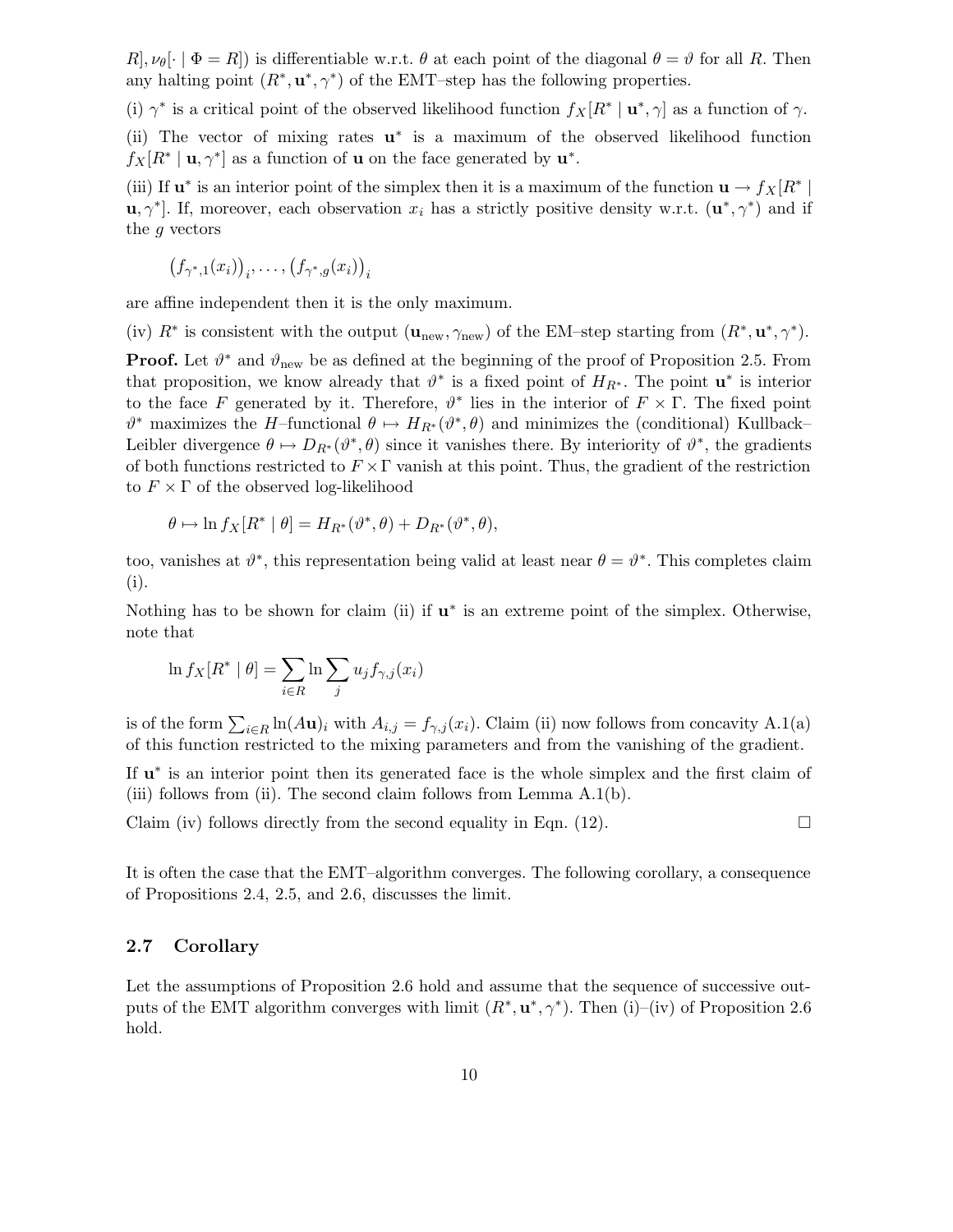$R], \nu_\vartheta[\cdot \mid \Phi = R])$ is differentiable w.r.t. $\theta$ at each point of the diagonal $\theta = \vartheta$ for all $R$. Then any halting point $(R^*, \mathbf{u}^*, \gamma^*)$ of the EMT–step has the following properties.

(i) $\gamma^*$ is a critical point of the observed likelihood function $f_X[R^* \mid \mathbf{u}^*, \gamma]$ as a function of $\gamma$.

(ii) The vector of mixing rates $\mathbf{u}^*$ is a maximum of the observed likelihood function $f_X[R^* \mid \mathbf{u}, \gamma^*]$ as a function of $\mathbf{u}$ on the face generated by $\mathbf{u}^*$.

(iii) If $\mathbf{u}^*$ is an interior point of the simplex then it is a maximum of the function $\mathbf{u} \to f_X[R^* \mid \mathbf{u}, \gamma^*]$. If, moreover, each observation $x_i$ has a strictly positive density w.r.t. $(\mathbf{u}^*, \gamma^*)$ and if the $g$ vectors

$$\big(f_{\gamma^*,1}(x_i)\big)_i, \ldots, \big(f_{\gamma^*,g}(x_i)\big)_i$$

are affine independent then it is the only maximum.

(iv) $R^*$ is consistent with the output $(\mathbf{u}_{\mathrm{new}}, \gamma_{\mathrm{new}})$ of the EM–step starting from $(R^*, \mathbf{u}^*, \gamma^*)$.

**Proof.** Let $\vartheta^*$ and $\vartheta_{\mathrm{new}}$ be as defined at the beginning of the proof of Proposition 2.5. From that proposition, we know already that $\vartheta^*$ is a fixed point of $H_{R^*}$. The point $\mathbf{u}^*$ is interior to the face $F$ generated by it. Therefore, $\vartheta^*$ lies in the interior of $F \times \Gamma$. The fixed point $\vartheta^*$ maximizes the $H$–functional $\theta \mapsto H_{R^*}(\vartheta^*, \theta)$ and minimizes the (conditional) Kullback–Leibler divergence $\theta \mapsto D_{R^*}(\vartheta^*, \theta)$ since it vanishes there. By interiority of $\vartheta^*$, the gradients of both functions restricted to $F \times \Gamma$ vanish at this point. Thus, the gradient of the restriction to $F \times \Gamma$ of the observed log-likelihood

$$\theta \mapsto \ln f_X[R^* \mid \theta] = H_{R^*}(\vartheta^*, \theta) + D_{R^*}(\vartheta^*, \theta),$$

too, vanishes at $\vartheta^*$, this representation being valid at least near $\theta = \vartheta^*$. This completes claim (i).

Nothing has to be shown for claim (ii) if $\mathbf{u}^*$ is an extreme point of the simplex. Otherwise, note that

$$\ln f_X[R^* \mid \theta] = \sum_{i \in R} \ln \sum_j u_j f_{\gamma,j}(x_i)$$

is of the form $\sum_{i \in R} \ln(A\mathbf{u})_i$ with $A_{i,j} = f_{\gamma,j}(x_i)$. Claim (ii) now follows from concavity A.1(a) of this function restricted to the mixing parameters and from the vanishing of the gradient.

If $\mathbf{u}^*$ is an interior point then its generated face is the whole simplex and the first claim of (iii) follows from (ii). The second claim follows from Lemma A.1(b).

Claim (iv) follows directly from the second equality in Eqn. (12). $\square$

It is often the case that the EMT–algorithm converges. The following corollary, a consequence of Propositions 2.4, 2.5, and 2.6, discusses the limit.

### 2.7 Corollary

Let the assumptions of Proposition 2.6 hold and assume that the sequence of successive outputs of the EMT algorithm converges with limit $(R^*, \mathbf{u}^*, \gamma^*)$. Then (i)–(iv) of Proposition 2.6 hold.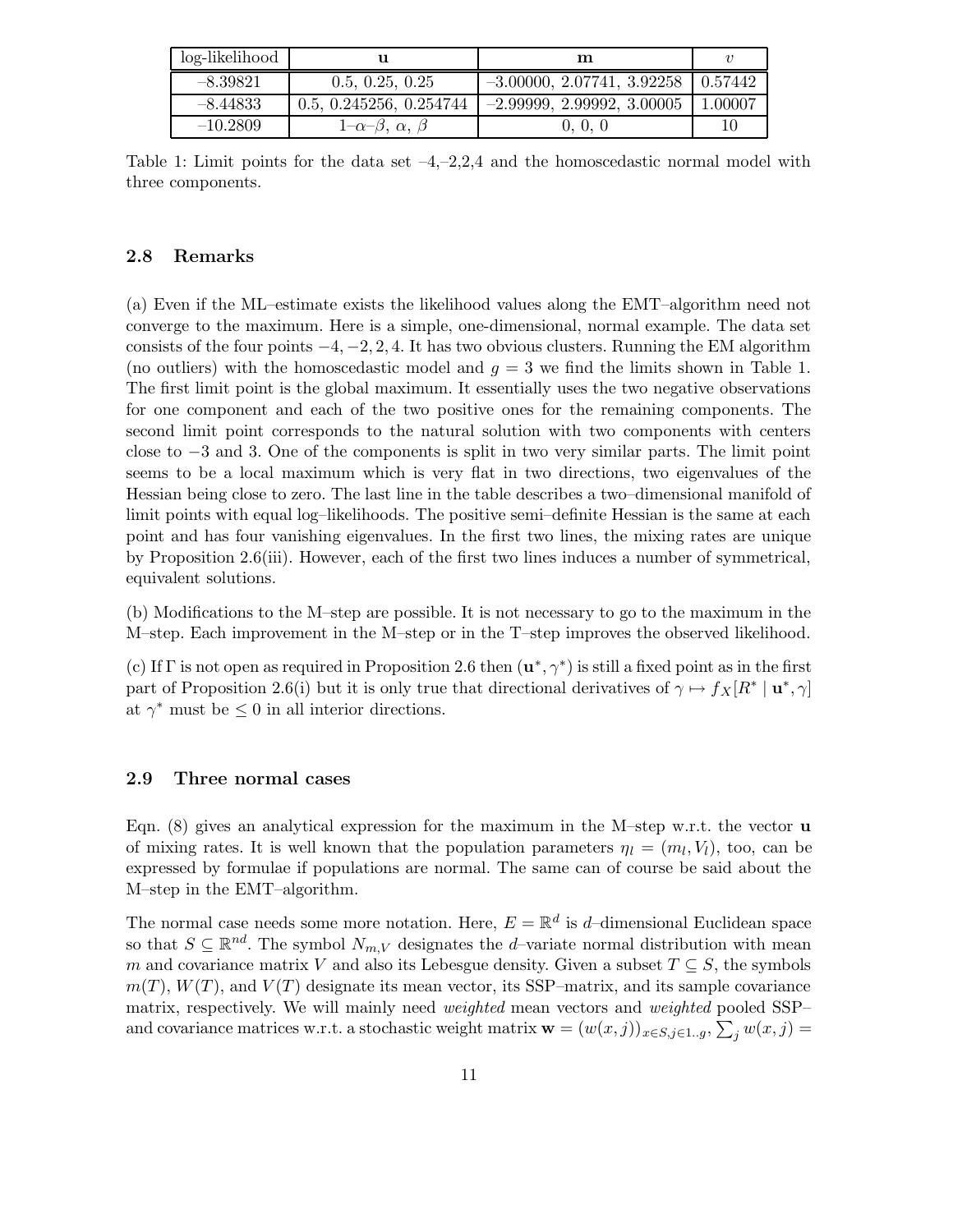| log-likelihood | $\mathbf{u}$ | $\mathbf{m}$ | $v$ |
|---|---|---|---|
| –8.39821 | 0.5, 0.25, 0.25 | –3.00000, 2.07741, 3.92258 | 0.57442 |
| –8.44833 | 0.5, 0.245256, 0.254744 | –2.99999, 2.99992, 3.00005 | 1.00007 |
| –10.2809 | 1–$\alpha$–$\beta$, $\alpha$, $\beta$ | 0, 0, 0 | 10 |

Table 1: Limit points for the data set –4,–2,2,4 and the homoscedastic normal model with three components.

### 2.8 Remarks

(a) Even if the ML–estimate exists the likelihood values along the EMT–algorithm need not converge to the maximum. Here is a simple, one-dimensional, normal example. The data set consists of the four points $-4, -2, 2, 4$. It has two obvious clusters. Running the EM algorithm (no outliers) with the homoscedastic model and $g = 3$ we find the limits shown in Table 1. The first limit point is the global maximum. It essentially uses the two negative observations for one component and each of the two positive ones for the remaining components. The second limit point corresponds to the natural solution with two components with centers close to $-3$ and 3. One of the components is split in two very similar parts. The limit point seems to be a local maximum which is very flat in two directions, two eigenvalues of the Hessian being close to zero. The last line in the table describes a two–dimensional manifold of limit points with equal log–likelihoods. The positive semi–definite Hessian is the same at each point and has four vanishing eigenvalues. In the first two lines, the mixing rates are unique by Proposition 2.6(iii). However, each of the first two lines induces a number of symmetrical, equivalent solutions.

(b) Modifications to the M–step are possible. It is not necessary to go to the maximum in the M–step. Each improvement in the M–step or in the T–step improves the observed likelihood.

(c) If $\Gamma$ is not open as required in Proposition 2.6 then $(\mathbf{u}^*, \gamma^*)$ is still a fixed point as in the first part of Proposition 2.6(i) but it is only true that directional derivatives of $\gamma \mapsto f_X[R^* \mid \mathbf{u}^*, \gamma]$ at $\gamma^*$ must be $\leq 0$ in all interior directions.

### 2.9 Three normal cases

Eqn. (8) gives an analytical expression for the maximum in the M–step w.r.t. the vector $\mathbf{u}$ of mixing rates. It is well known that the population parameters $\eta_l = (m_l, V_l)$, too, can be expressed by formulae if populations are normal. The same can of course be said about the M–step in the EMT–algorithm.

The normal case needs some more notation. Here, $E = \mathbb{R}^d$ is $d$–dimensional Euclidean space so that $S \subseteq \mathbb{R}^{nd}$. The symbol $N_{m,V}$ designates the $d$–variate normal distribution with mean $m$ and covariance matrix $V$ and also its Lebesgue density. Given a subset $T \subseteq S$, the symbols $m(T)$, $W(T)$, and $V(T)$ designate its mean vector, its SSP–matrix, and its sample covariance matrix, respectively. We will mainly need *weighted* mean vectors and *weighted* pooled SSP– and covariance matrices w.r.t. a stochastic weight matrix $\mathbf{w} = (w(x,j))_{x \in S, j \in 1..g}$, $\sum_j w(x,j) =$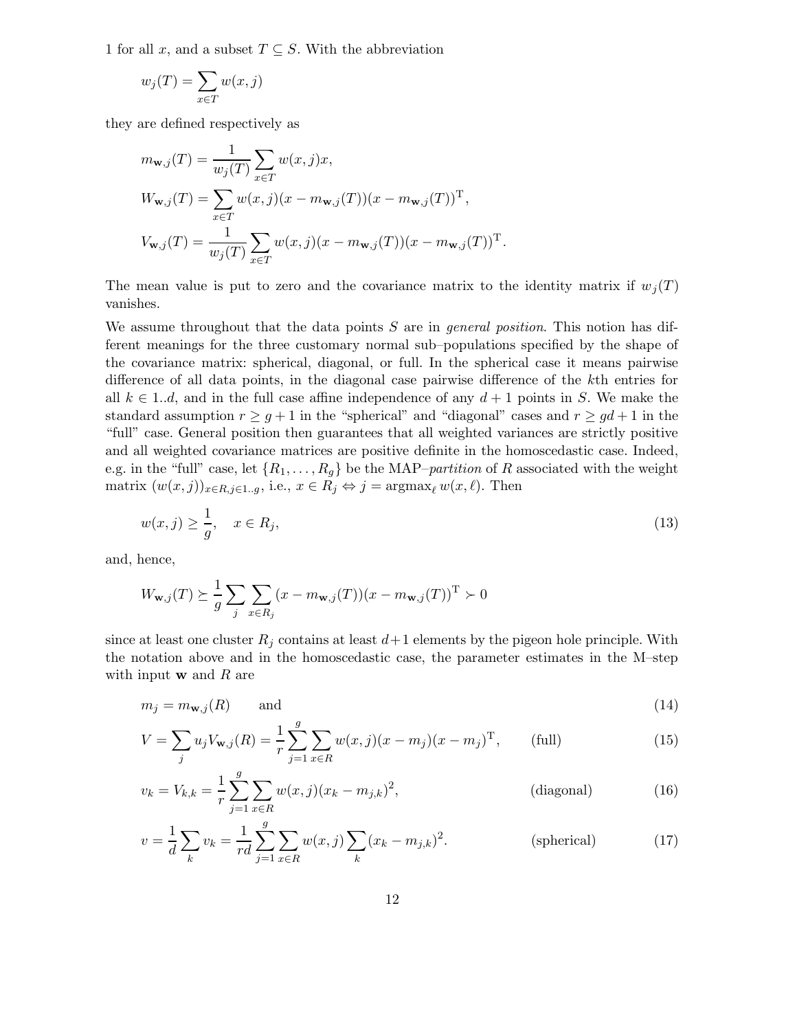1 for all $x$, and a subset $T \subseteq S$. With the abbreviation

$$w_j(T) = \sum_{x \in T} w(x,j)$$

they are defined respectively as

$$m_{\mathbf{w},j}(T) = \frac{1}{w_j(T)} \sum_{x \in T} w(x,j)x,$$

$$W_{\mathbf{w},j}(T) = \sum_{x \in T} w(x,j)(x - m_{\mathbf{w},j}(T))(x - m_{\mathbf{w},j}(T))^{\mathrm{T}},$$

$$V_{\mathbf{w},j}(T) = \frac{1}{w_j(T)} \sum_{x \in T} w(x,j)(x - m_{\mathbf{w},j}(T))(x - m_{\mathbf{w},j}(T))^{\mathrm{T}}.$$

The mean value is put to zero and the covariance matrix to the identity matrix if $w_j(T)$ vanishes.

We assume throughout that the data points $S$ are in *general position*. This notion has different meanings for the three customary normal sub–populations specified by the shape of the covariance matrix: spherical, diagonal, or full. In the spherical case it means pairwise difference of all data points, in the diagonal case pairwise difference of the $k$th entries for all $k \in 1..d$, and in the full case affine independence of any $d+1$ points in $S$. We make the standard assumption $r \geq g+1$ in the "spherical" and "diagonal" cases and $r \geq gd+1$ in the "full" case. General position then guarantees that all weighted variances are strictly positive and all weighted covariance matrices are positive definite in the homoscedastic case. Indeed, e.g. in the "full" case, let $\{R_1, \ldots, R_g\}$ be the MAP–*partition* of $R$ associated with the weight matrix $(w(x,j))_{x \in R, j \in 1..g}$, i.e., $x \in R_j \Leftrightarrow j = \operatorname{argmax}_\ell w(x,\ell)$. Then

$$w(x,j) \geq \frac{1}{g}, \quad x \in R_j, \tag{13}$$

and, hence,

$$W_{\mathbf{w},j}(T) \succeq \frac{1}{g} \sum_j \sum_{x \in R_j} (x - m_{\mathbf{w},j}(T))(x - m_{\mathbf{w},j}(T))^{\mathrm{T}} \succ 0$$

since at least one cluster $R_j$ contains at least $d+1$ elements by the pigeon hole principle. With the notation above and in the homoscedastic case, the parameter estimates in the M–step with input $\mathbf{w}$ and $R$ are

$$m_j = m_{\mathbf{w},j}(R) \qquad \text{and} \tag{14}$$

$$V = \sum_j u_j V_{\mathbf{w},j}(R) = \frac{1}{r} \sum_{j=1}^{g} \sum_{x \in R} w(x,j)(x - m_j)(x - m_j)^{\mathrm{T}}, \qquad \text{(full)} \tag{15}$$

$$v_k = V_{k,k} = \frac{1}{r} \sum_{j=1}^{g} \sum_{x \in R} w(x,j)(x_k - m_{j,k})^2, \qquad \text{(diagonal)} \tag{16}$$

$$v = \frac{1}{d} \sum_k v_k = \frac{1}{rd} \sum_{j=1}^{g} \sum_{x \in R} w(x,j) \sum_k (x_k - m_{j,k})^2. \qquad \text{(spherical)} \tag{17}$$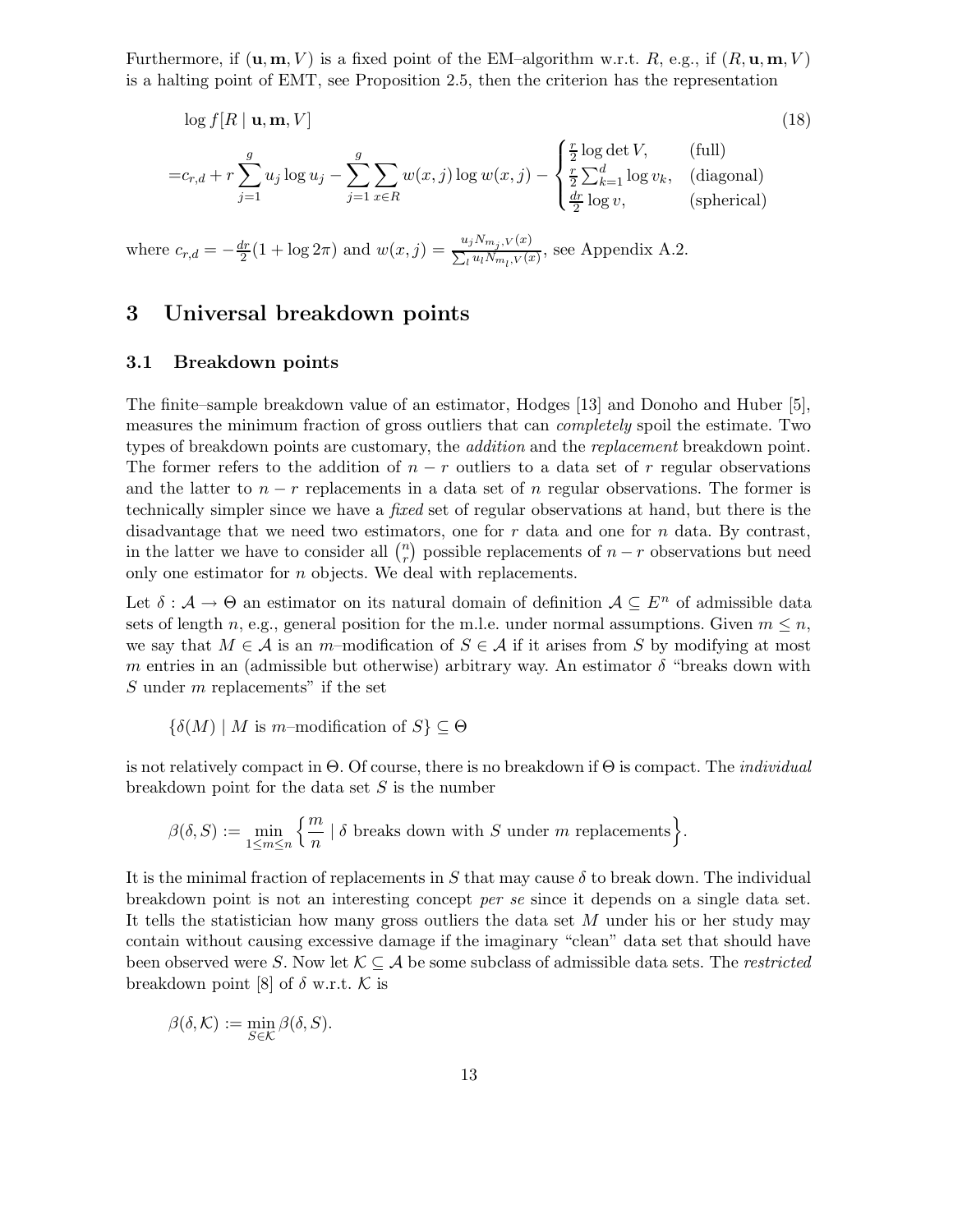Furthermore, if $(\mathbf{u}, \mathbf{m}, V)$ is a fixed point of the EM–algorithm w.r.t. $R$, e.g., if $(R, \mathbf{u}, \mathbf{m}, V)$ is a halting point of EMT, see Proposition 2.5, then the criterion has the representation

$$
\begin{aligned}
&\log f[R \mid \mathbf{u}, \mathbf{m}, V] \\
=&c_{r,d} + r\sum_{j=1}^{g} u_j \log u_j - \sum_{j=1}^{g}\sum_{x\in R} w(x,j)\log w(x,j) - \begin{cases} \frac{r}{2}\log\det V, & \text{(full)} \\ \frac{r}{2}\sum_{k=1}^{d}\log v_k, & \text{(diagonal)} \\ \frac{dr}{2}\log v, & \text{(spherical)} \end{cases}
\end{aligned}
\tag{18}
$$

where $c_{r,d} = -\frac{dr}{2}(1+\log 2\pi)$ and $w(x,j) = \frac{u_j N_{m_j,V}(x)}{\sum_l u_l N_{m_l,V}(x)}$, see Appendix A.2.

# 3 Universal breakdown points

## 3.1 Breakdown points

The finite–sample breakdown value of an estimator, Hodges [13] and Donoho and Huber [5], measures the minimum fraction of gross outliers that can *completely* spoil the estimate. Two types of breakdown points are customary, the *addition* and the *replacement* breakdown point. The former refers to the addition of $n-r$ outliers to a data set of $r$ regular observations and the latter to $n-r$ replacements in a data set of $n$ regular observations. The former is technically simpler since we have a *fixed* set of regular observations at hand, but there is the disadvantage that we need two estimators, one for $r$ data and one for $n$ data. By contrast, in the latter we have to consider all $\binom{n}{r}$ possible replacements of $n-r$ observations but need only one estimator for $n$ objects. We deal with replacements.

Let $\delta : \mathcal{A} \to \Theta$ an estimator on its natural domain of definition $\mathcal{A} \subseteq E^n$ of admissible data sets of length $n$, e.g., general position for the m.l.e. under normal assumptions. Given $m \le n$, we say that $M \in \mathcal{A}$ is an $m$–modification of $S \in \mathcal{A}$ if it arises from $S$ by modifying at most $m$ entries in an (admissible but otherwise) arbitrary way. An estimator $\delta$ "breaks down with $S$ under $m$ replacements" if the set

$$\{\delta(M) \mid M \text{ is } m\text{–modification of } S\} \subseteq \Theta$$

is not relatively compact in $\Theta$. Of course, there is no breakdown if $\Theta$ is compact. The *individual* breakdown point for the data set $S$ is the number

$$\beta(\delta, S) := \min_{1\le m\le n}\left\{\frac{m}{n} \mid \delta \text{ breaks down with } S \text{ under } m \text{ replacements}\right\}.$$

It is the minimal fraction of replacements in $S$ that may cause $\delta$ to break down. The individual breakdown point is not an interesting concept *per se* since it depends on a single data set. It tells the statistician how many gross outliers the data set $M$ under his or her study may contain without causing excessive damage if the imaginary "clean" data set that should have been observed were $S$. Now let $\mathcal{K} \subseteq \mathcal{A}$ be some subclass of admissible data sets. The *restricted* breakdown point [8] of $\delta$ w.r.t. $\mathcal{K}$ is

$$\beta(\delta, \mathcal{K}) := \min_{S\in\mathcal{K}} \beta(\delta, S).$$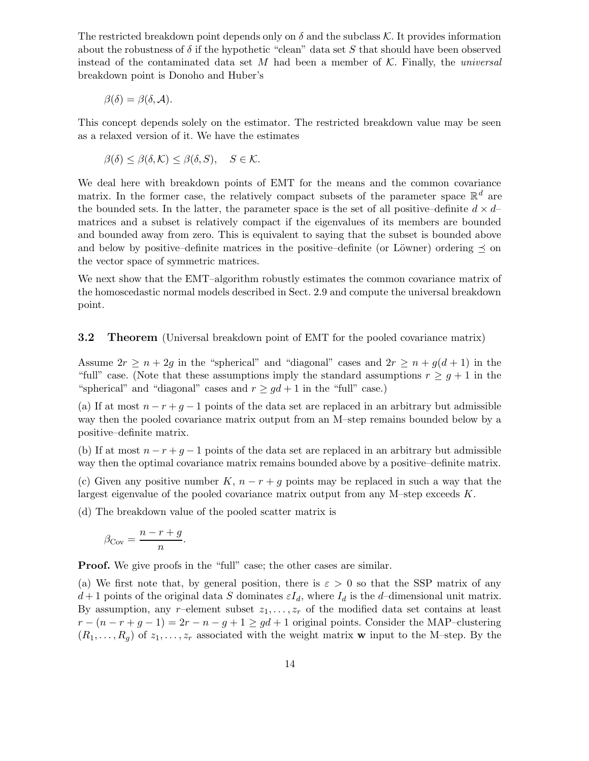The restricted breakdown point depends only on $\delta$ and the subclass $\mathcal{K}$. It provides information about the robustness of $\delta$ if the hypothetic "clean" data set $S$ that should have been observed instead of the contaminated data set $M$ had been a member of $\mathcal{K}$. Finally, the *universal* breakdown point is Donoho and Huber's

$$\beta(\delta) = \beta(\delta, \mathcal{A}).$$

This concept depends solely on the estimator. The restricted breakdown value may be seen as a relaxed version of it. We have the estimates

$$\beta(\delta) \leq \beta(\delta, \mathcal{K}) \leq \beta(\delta, S), \quad S \in \mathcal{K}.$$

We deal here with breakdown points of EMT for the means and the common covariance matrix. In the former case, the relatively compact subsets of the parameter space $\mathbb{R}^d$ are the bounded sets. In the latter, the parameter space is the set of all positive–definite $d \times d$–matrices and a subset is relatively compact if the eigenvalues of its members are bounded and bounded away from zero. This is equivalent to saying that the subset is bounded above and below by positive–definite matrices in the positive–definite (or Löwner) ordering $\preceq$ on the vector space of symmetric matrices.

We next show that the EMT–algorithm robustly estimates the common covariance matrix of the homoscedastic normal models described in Sect. 2.9 and compute the universal breakdown point.

### 3.2 Theorem (Universal breakdown point of EMT for the pooled covariance matrix)

Assume $2r \geq n + 2g$ in the "spherical" and "diagonal" cases and $2r \geq n + g(d+1)$ in the "full" case. (Note that these assumptions imply the standard assumptions $r \geq g + 1$ in the "spherical" and "diagonal" cases and $r \geq gd + 1$ in the "full" case.)

(a) If at most $n - r + g - 1$ points of the data set are replaced in an arbitrary but admissible way then the pooled covariance matrix output from an M–step remains bounded below by a positive–definite matrix.

(b) If at most $n - r + g - 1$ points of the data set are replaced in an arbitrary but admissible way then the optimal covariance matrix remains bounded above by a positive–definite matrix.

(c) Given any positive number $K$, $n - r + g$ points may be replaced in such a way that the largest eigenvalue of the pooled covariance matrix output from any M–step exceeds $K$.

(d) The breakdown value of the pooled scatter matrix is

$$\beta_{\mathrm{Cov}} = \frac{n - r + g}{n}.$$

**Proof.** We give proofs in the "full" case; the other cases are similar.

(a) We first note that, by general position, there is $\varepsilon > 0$ so that the SSP matrix of any $d + 1$ points of the original data $S$ dominates $\varepsilon I_d$, where $I_d$ is the $d$–dimensional unit matrix. By assumption, any $r$–element subset $z_1, \ldots, z_r$ of the modified data set contains at least $r - (n - r + g - 1) = 2r - n - g + 1 \geq gd + 1$ original points. Consider the MAP–clustering $(R_1, \ldots, R_g)$ of $z_1, \ldots, z_r$ associated with the weight matrix $\mathbf{w}$ input to the M–step. By the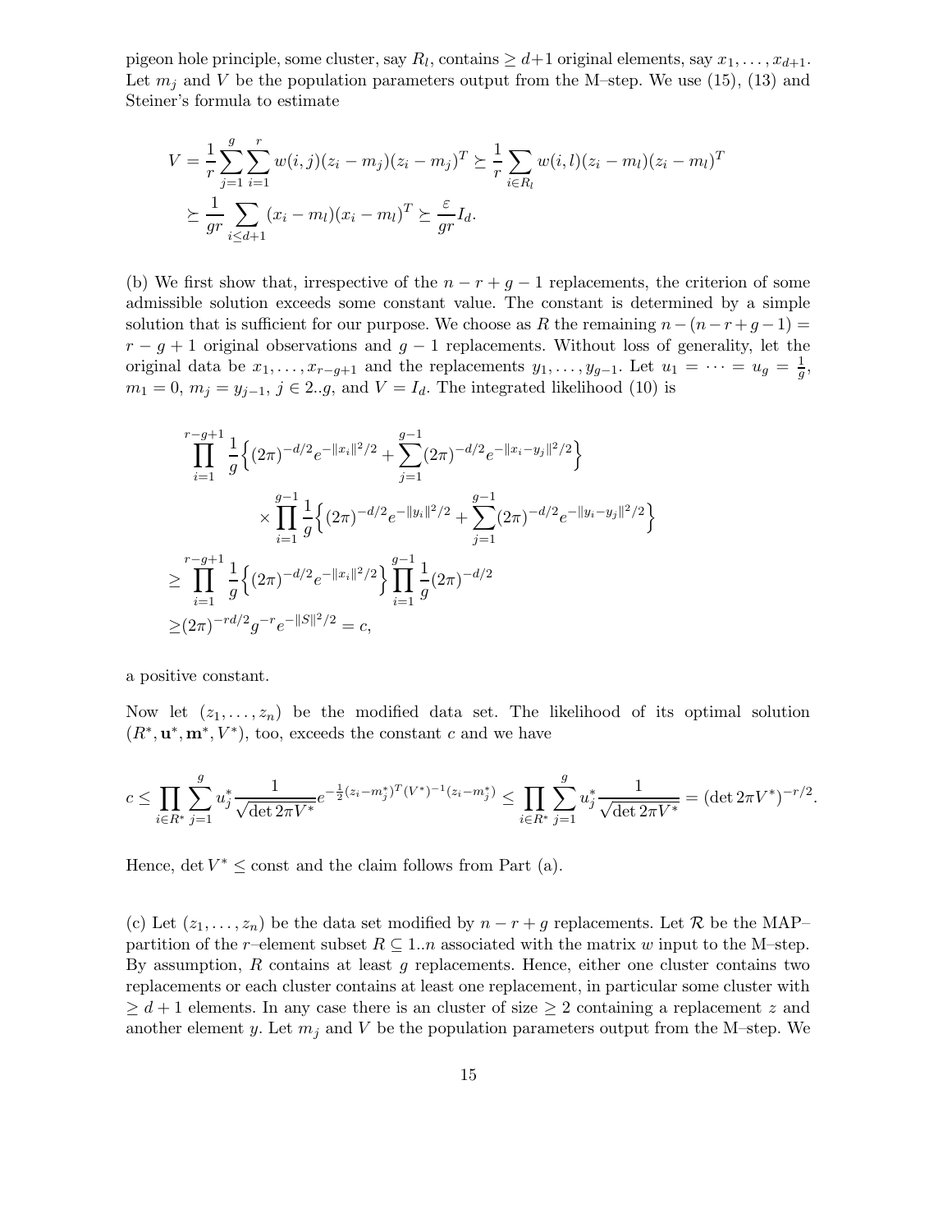pigeon hole principle, some cluster, say $R_l$, contains $\geq d+1$ original elements, say $x_1, \ldots, x_{d+1}$. Let $m_j$ and $V$ be the population parameters output from the M–step. We use (15), (13) and Steiner's formula to estimate

$$
\begin{aligned}
V &= \frac{1}{r}\sum_{j=1}^{g}\sum_{i=1}^{r} w(i,j)(z_i - m_j)(z_i - m_j)^T \succeq \frac{1}{r}\sum_{i\in R_l} w(i,l)(z_i - m_l)(z_i - m_l)^T \\
&\succeq \frac{1}{gr}\sum_{i\leq d+1}(x_i - m_l)(x_i - m_l)^T \succeq \frac{\varepsilon}{gr} I_d.
\end{aligned}
$$

(b) We first show that, irrespective of the $n-r+g-1$ replacements, the criterion of some admissible solution exceeds some constant value. The constant is determined by a simple solution that is sufficient for our purpose. We choose as $R$ the remaining $n-(n-r+g-1) = r-g+1$ original observations and $g-1$ replacements. Without loss of generality, let the original data be $x_1, \ldots, x_{r-g+1}$ and the replacements $y_1, \ldots, y_{g-1}$. Let $u_1 = \cdots = u_g = \frac{1}{g}$, $m_1 = 0$, $m_j = y_{j-1}$, $j \in 2..g$, and $V = I_d$. The integrated likelihood (10) is

$$
\begin{aligned}
&\prod_{i=1}^{r-g+1}\frac{1}{g}\Big\{(2\pi)^{-d/2}e^{-\|x_i\|^2/2} + \sum_{j=1}^{g-1}(2\pi)^{-d/2}e^{-\|x_i - y_j\|^2/2}\Big\} \\
&\qquad\qquad \times \prod_{i=1}^{g-1}\frac{1}{g}\Big\{(2\pi)^{-d/2}e^{-\|y_i\|^2/2} + \sum_{j=1}^{g-1}(2\pi)^{-d/2}e^{-\|y_i - y_j\|^2/2}\Big\} \\
&\geq \prod_{i=1}^{r-g+1}\frac{1}{g}\Big\{(2\pi)^{-d/2}e^{-\|x_i\|^2/2}\Big\}\prod_{i=1}^{g-1}\frac{1}{g}(2\pi)^{-d/2} \\
&\geq (2\pi)^{-rd/2}g^{-r}e^{-\|S\|^2/2} = c,
\end{aligned}
$$

a positive constant.

Now let $(z_1, \ldots, z_n)$ be the modified data set. The likelihood of its optimal solution $(R^*, \mathbf{u}^*, \mathbf{m}^*, V^*)$, too, exceeds the constant $c$ and we have

$$
c \leq \prod_{i\in R^*}\sum_{j=1}^{g} u_j^* \frac{1}{\sqrt{\det 2\pi V^*}} e^{-\frac{1}{2}(z_i - m_j^*)^T(V^*)^{-1}(z_i - m_j^*)} \leq \prod_{i\in R^*}\sum_{j=1}^{g} u_j^* \frac{1}{\sqrt{\det 2\pi V^*}} = (\det 2\pi V^*)^{-r/2}.
$$

Hence, $\det V^* \leq \text{const}$ and the claim follows from Part (a).

(c) Let $(z_1, \ldots, z_n)$ be the data set modified by $n-r+g$ replacements. Let $\mathcal{R}$ be the MAP–partition of the $r$–element subset $R \subseteq 1..n$ associated with the matrix $w$ input to the M–step. By assumption, $R$ contains at least $g$ replacements. Hence, either one cluster contains two replacements or each cluster contains at least one replacement, in particular some cluster with $\geq d+1$ elements. In any case there is an cluster of size $\geq 2$ containing a replacement $z$ and another element $y$. Let $m_j$ and $V$ be the population parameters output from the M–step. We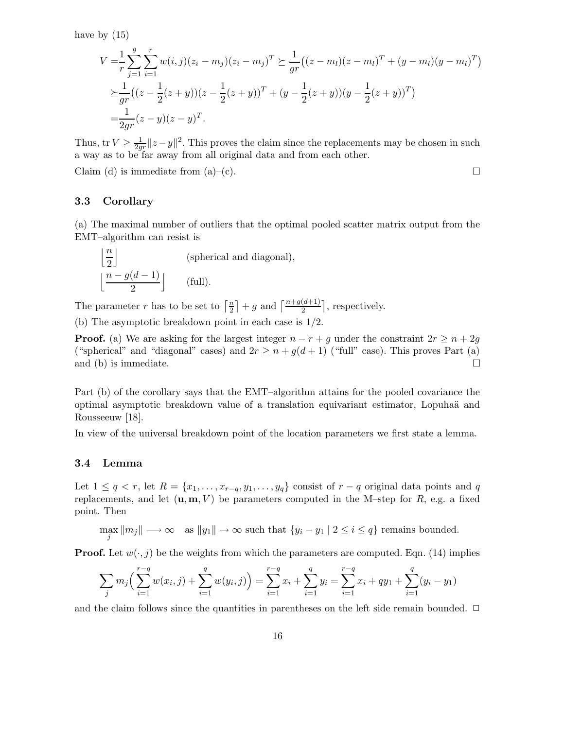have by (15)

$$
\begin{aligned}
V =& \frac{1}{r}\sum_{j=1}^{g}\sum_{i=1}^{r} w(i,j)(z_i - m_j)(z_i - m_j)^T \succeq \frac{1}{gr}\big((z-m_l)(z-m_l)^T + (y-m_l)(y-m_l)^T\big) \\
\succeq& \frac{1}{gr}\big((z - \frac{1}{2}(z+y))(z - \frac{1}{2}(z+y))^T + (y - \frac{1}{2}(z+y))(y - \frac{1}{2}(z+y))^T\big) \\
=& \frac{1}{2gr}(z-y)(z-y)^T.
\end{aligned}
$$

Thus, $\operatorname{tr} V \geq \frac{1}{2gr}\|z-y\|^2$. This proves the claim since the replacements may be chosen in such a way as to be far away from all original data and from each other.

Claim (d) is immediate from (a)–(c). $\square$

### 3.3 Corollary

(a) The maximal number of outliers that the optimal pooled scatter matrix output from the EMT–algorithm can resist is

$$\left\lfloor \frac{n}{2} \right\rfloor \qquad \text{(spherical and diagonal)},$$

$$\left\lfloor \frac{n-g(d-1)}{2} \right\rfloor \qquad \text{(full)}.$$

The parameter $r$ has to be set to $\lceil \frac{n}{2} \rceil + g$ and $\lceil \frac{n+g(d+1)}{2} \rceil$, respectively.

(b) The asymptotic breakdown point in each case is $1/2$.

**Proof.** (a) We are asking for the largest integer $n - r + g$ under the constraint $2r \geq n + 2g$ ("spherical" and "diagonal" cases) and $2r \geq n + g(d+1)$ ("full" case). This proves Part (a) and (b) is immediate. $\square$

Part (b) of the corollary says that the EMT–algorithm attains for the pooled covariance the optimal asymptotic breakdown value of a translation equivariant estimator, Lopuhaä and Rousseeuw [18].

In view of the universal breakdown point of the location parameters we first state a lemma.

### 3.4 Lemma

Let $1 \leq q < r$, let $R = \{x_1, \ldots, x_{r-q}, y_1, \ldots, y_q\}$ consist of $r-q$ original data points and $q$ replacements, and let $(\mathbf{u}, \mathbf{m}, V)$ be parameters computed in the M–step for $R$, e.g. a fixed point. Then

$$\max_j \|m_j\| \longrightarrow \infty \quad \text{as } \|y_1\| \to \infty \text{ such that } \{y_i - y_1 \mid 2 \leq i \leq q\} \text{ remains bounded.}$$

**Proof.** Let $w(\cdot, j)$ be the weights from which the parameters are computed. Eqn. (14) implies

$$\sum_j m_j \Big( \sum_{i=1}^{r-q} w(x_i, j) + \sum_{i=1}^{q} w(y_i, j) \Big) = \sum_{i=1}^{r-q} x_i + \sum_{i=1}^{q} y_i = \sum_{i=1}^{r-q} x_i + q y_1 + \sum_{i=1}^{q} (y_i - y_1)$$

and the claim follows since the quantities in parentheses on the left side remain bounded. $\square$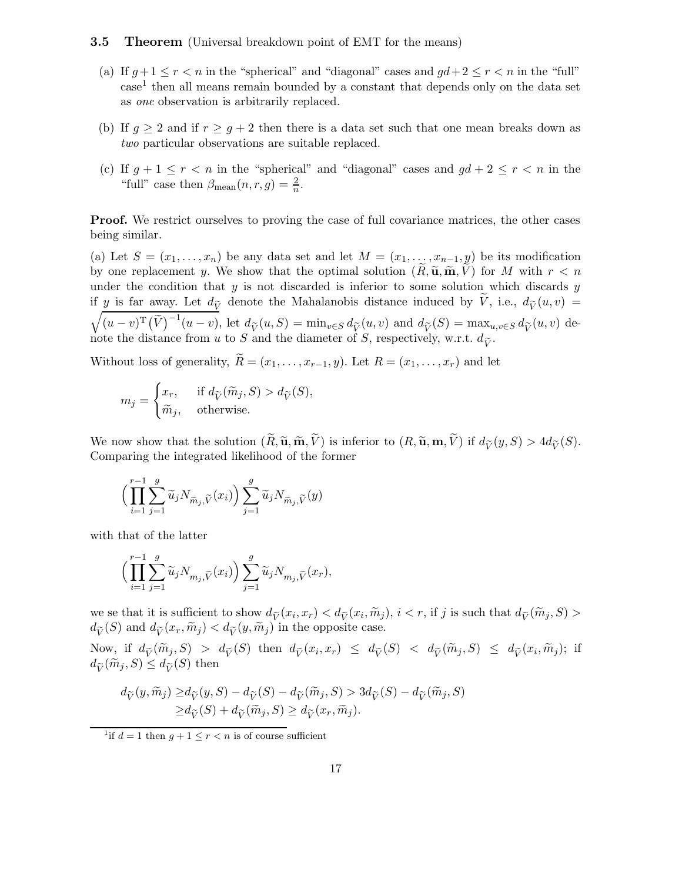### 3.5 Theorem (Universal breakdown point of EMT for the means)

(a) If $g+1 \le r < n$ in the "spherical" and "diagonal" cases and $gd+2 \le r < n$ in the "full" case[1] then all means remain bounded by a constant that depends only on the data set as *one* observation is arbitrarily replaced.

(b) If $g \ge 2$ and if $r \ge g+2$ then there is a data set such that one mean breaks down as *two* particular observations are suitable replaced.

(c) If $g+1 \le r < n$ in the "spherical" and "diagonal" cases and $gd+2 \le r < n$ in the "full" case then $\beta_{\rm mean}(n, r, g) = \frac{2}{n}$.

**Proof.** We restrict ourselves to proving the case of full covariance matrices, the other cases being similar.

(a) Let $S = (x_1, \dots, x_n)$ be any data set and let $M = (x_1, \dots, x_{n-1}, y)$ be its modification by one replacement $y$. We show that the optimal solution $(\widetilde R, \widetilde{\mathbf u}, \widetilde{\mathbf m}, \widetilde V)$ for $M$ with $r < n$ under the condition that $y$ is not discarded is inferior to some solution which discards $y$ if $y$ is far away. Let $d_{\widetilde V}$ denote the Mahalanobis distance induced by $\widetilde V$, i.e., $d_{\widetilde V}(u, v) = \sqrt{(u-v)^{\rm T}\big(\widetilde V\big)^{-1}(u-v)}$, let $d_{\widetilde V}(u, S) = \min_{v\in S} d_{\widetilde V}(u, v)$ and $d_{\widetilde V}(S) = \max_{u,v\in S} d_{\widetilde V}(u, v)$ denote the distance from $u$ to $S$ and the diameter of $S$, respectively, w.r.t. $d_{\widetilde V}$.

Without loss of generality, $\widetilde R = (x_1, \dots, x_{r-1}, y)$. Let $R = (x_1, \dots, x_r)$ and let

$$
m_j = \begin{cases} x_r, & \text{if } d_{\widetilde V}(\widetilde m_j, S) > d_{\widetilde V}(S), \\ \widetilde m_j, & \text{otherwise.} \end{cases}
$$

We now show that the solution $(\widetilde R, \widetilde{\mathbf u}, \widetilde{\mathbf m}, \widetilde V)$ is inferior to $(R, \widetilde{\mathbf u}, \mathbf m, \widetilde V)$ if $d_{\widetilde V}(y, S) > 4 d_{\widetilde V}(S)$. Comparing the integrated likelihood of the former

$$
\Big(\prod_{i=1}^{r-1}\sum_{j=1}^{g} \widetilde u_j N_{\widetilde m_j, \widetilde V}(x_i)\Big)\sum_{j=1}^{g} \widetilde u_j N_{\widetilde m_j, \widetilde V}(y)
$$

with that of the latter

$$
\Big(\prod_{i=1}^{r-1}\sum_{j=1}^{g} \widetilde u_j N_{m_j, \widetilde V}(x_i)\Big)\sum_{j=1}^{g} \widetilde u_j N_{m_j, \widetilde V}(x_r),
$$

we se that it is sufficient to show $d_{\widetilde V}(x_i, x_r) < d_{\widetilde V}(x_i, \widetilde m_j)$, $i < r$, if $j$ is such that $d_{\widetilde V}(\widetilde m_j, S) > d_{\widetilde V}(S)$ and $d_{\widetilde V}(x_r, \widetilde m_j) < d_{\widetilde V}(y, \widetilde m_j)$ in the opposite case.

Now, if $d_{\widetilde V}(\widetilde m_j, S) > d_{\widetilde V}(S)$ then $d_{\widetilde V}(x_i, x_r) \le d_{\widetilde V}(S) < d_{\widetilde V}(\widetilde m_j, S) \le d_{\widetilde V}(x_i, \widetilde m_j)$; if $d_{\widetilde V}(\widetilde m_j, S) \le d_{\widetilde V}(S)$ then

$$
\begin{aligned}
d_{\widetilde V}(y, \widetilde m_j) &\ge d_{\widetilde V}(y, S) - d_{\widetilde V}(S) - d_{\widetilde V}(\widetilde m_j, S) > 3 d_{\widetilde V}(S) - d_{\widetilde V}(\widetilde m_j, S) \\
&\ge d_{\widetilde V}(S) + d_{\widetilde V}(\widetilde m_j, S) \ge d_{\widetilde V}(x_r, \widetilde m_j).
\end{aligned}
$$

[1] if $d = 1$ then $g+1 \le r < n$ is of course sufficient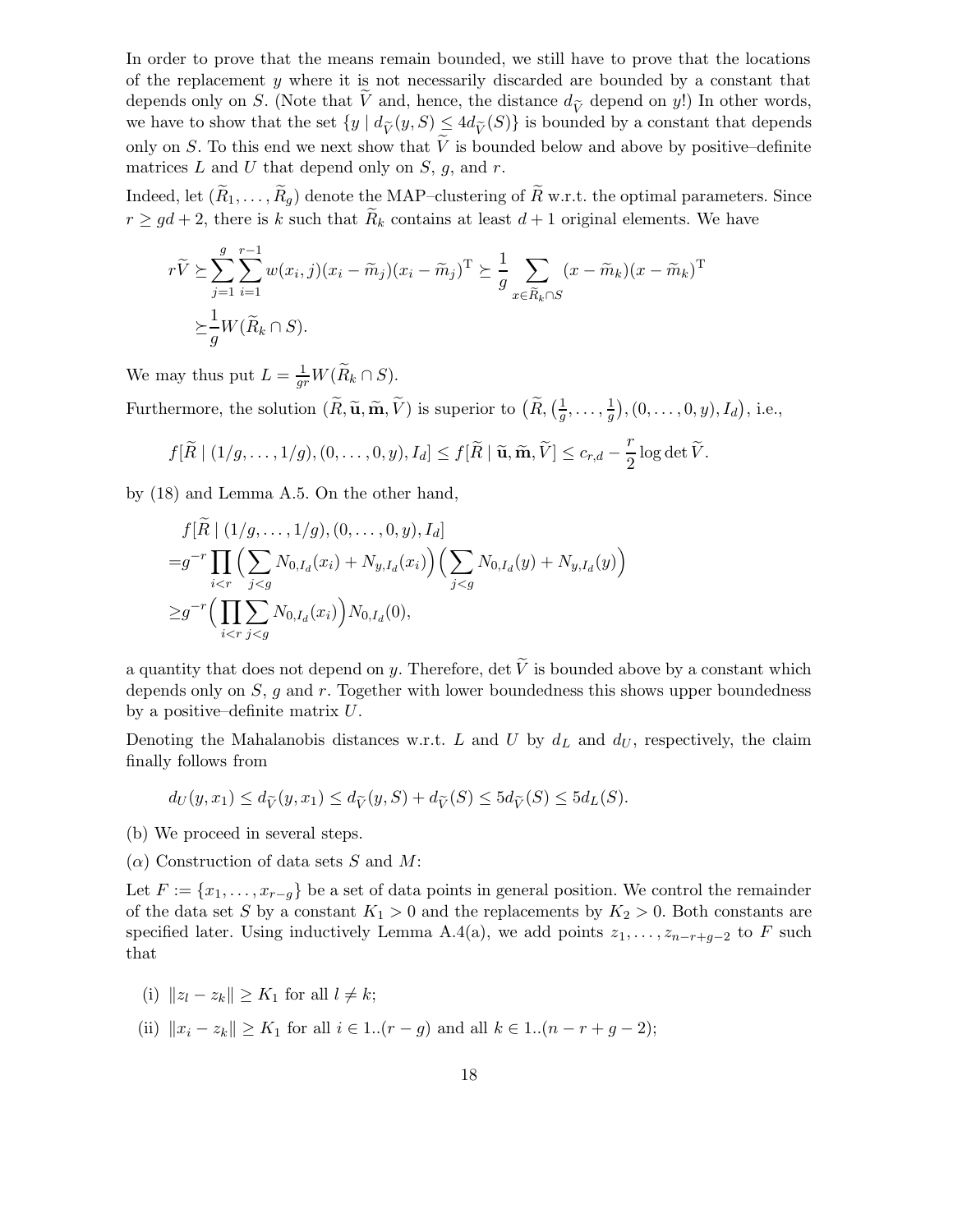In order to prove that the means remain bounded, we still have to prove that the locations of the replacement $y$ where it is not necessarily discarded are bounded by a constant that depends only on $S$. (Note that $\widetilde V$ and, hence, the distance $d_{\widetilde V}$ depend on $y$!) In other words, we have to show that the set $\{y \mid d_{\widetilde V}(y, S) \le 4d_{\widetilde V}(S)\}$ is bounded by a constant that depends only on $S$. To this end we next show that $\widetilde V$ is bounded below and above by positive–definite matrices $L$ and $U$ that depend only on $S$, $g$, and $r$.

Indeed, let $(\widetilde R_1, \ldots, \widetilde R_g)$ denote the MAP–clustering of $\widetilde R$ w.r.t. the optimal parameters. Since $r \ge gd + 2$, there is $k$ such that $\widetilde R_k$ contains at least $d+1$ original elements. We have

$$
\begin{aligned}
r\widetilde V \succeq& \sum_{j=1}^{g} \sum_{i=1}^{r-1} w(x_i, j)(x_i - \widetilde m_j)(x_i - \widetilde m_j)^{\mathrm T} \succeq \frac{1}{g} \sum_{x \in \widetilde R_k \cap S} (x - \widetilde m_k)(x - \widetilde m_k)^{\mathrm T} \\
\succeq& \frac{1}{g} W(\widetilde R_k \cap S).
\end{aligned}
$$

We may thus put $L = \frac{1}{gr} W(\widetilde R_k \cap S)$.

Furthermore, the solution $(\widetilde R, \widetilde{\mathbf u}, \widetilde{\mathbf m}, \widetilde V)$ is superior to $\big(\widetilde R, (\frac{1}{g}, \ldots, \frac{1}{g}), (0, \ldots, 0, y), I_d\big)$, i.e.,

$$
f[\widetilde R \mid (1/g, \ldots, 1/g), (0, \ldots, 0, y), I_d] \le f[\widetilde R \mid \widetilde{\mathbf u}, \widetilde{\mathbf m}, \widetilde V] \le c_{r,d} - \frac{r}{2} \log \det \widetilde V.
$$

by (18) and Lemma A.5. On the other hand,

$$
\begin{aligned}
&f[\widetilde R \mid (1/g, \ldots, 1/g), (0, \ldots, 0, y), I_d] \\
=& g^{-r} \prod_{i<r} \Big( \sum_{j<g} N_{0,I_d}(x_i) + N_{y,I_d}(x_i) \Big) \Big( \sum_{j<g} N_{0,I_d}(y) + N_{y,I_d}(y) \Big) \\
\ge& g^{-r} \Big( \prod_{i<r} \sum_{j<g} N_{0,I_d}(x_i) \Big) N_{0,I_d}(0),
\end{aligned}
$$

a quantity that does not depend on $y$. Therefore, $\det \widetilde V$ is bounded above by a constant which depends only on $S$, $g$ and $r$. Together with lower boundedness this shows upper boundedness by a positive–definite matrix $U$.

Denoting the Mahalanobis distances w.r.t. $L$ and $U$ by $d_L$ and $d_U$, respectively, the claim finally follows from

$$
d_U(y, x_1) \le d_{\widetilde V}(y, x_1) \le d_{\widetilde V}(y, S) + d_{\widetilde V}(S) \le 5 d_{\widetilde V}(S) \le 5 d_L(S).
$$

(b) We proceed in several steps.

($\alpha$) Construction of data sets $S$ and $M$:

Let $F := \{x_1, \ldots, x_{r-g}\}$ be a set of data points in general position. We control the remainder of the data set $S$ by a constant $K_1 > 0$ and the replacements by $K_2 > 0$. Both constants are specified later. Using inductively Lemma A.4(a), we add points $z_1, \ldots, z_{n-r+g-2}$ to $F$ such that

(i) $\|z_l - z_k\| \ge K_1$ for all $l \ne k$;

(ii) $\|x_i - z_k\| \ge K_1$ for all $i \in 1..(r-g)$ and all $k \in 1..(n-r+g-2)$;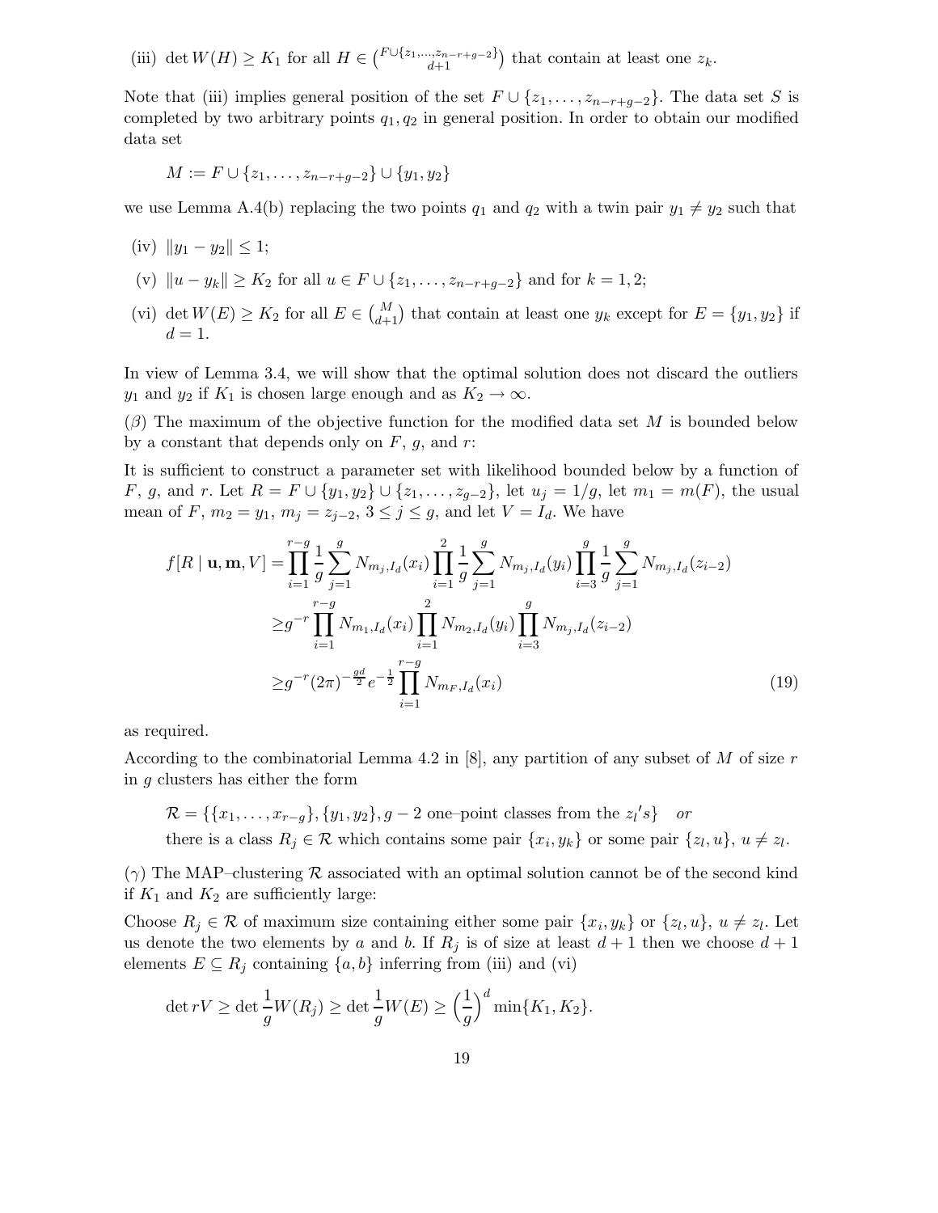(iii) $\det W(H) \geq K_1$ for all $H \in \binom{F \cup \{z_1,\ldots,z_{n-r+g-2}\}}{d+1}$ that contain at least one $z_k$.

Note that (iii) implies general position of the set $F \cup \{z_1, \ldots, z_{n-r+g-2}\}$. The data set $S$ is completed by two arbitrary points $q_1, q_2$ in general position. In order to obtain our modified data set

$$M := F \cup \{z_1, \ldots, z_{n-r+g-2}\} \cup \{y_1, y_2\}$$

we use Lemma A.4(b) replacing the two points $q_1$ and $q_2$ with a twin pair $y_1 \neq y_2$ such that

(iv) $\|y_1 - y_2\| \leq 1$;

(v) $\|u - y_k\| \geq K_2$ for all $u \in F \cup \{z_1, \ldots, z_{n-r+g-2}\}$ and for $k = 1, 2$;

(vi) $\det W(E) \geq K_2$ for all $E \in \binom{M}{d+1}$ that contain at least one $y_k$ except for $E = \{y_1, y_2\}$ if $d = 1$.

In view of Lemma 3.4, we will show that the optimal solution does not discard the outliers $y_1$ and $y_2$ if $K_1$ is chosen large enough and as $K_2 \to \infty$.

($\beta$) The maximum of the objective function for the modified data set $M$ is bounded below by a constant that depends only on $F$, $g$, and $r$:

It is sufficient to construct a parameter set with likelihood bounded below by a function of $F$, $g$, and $r$. Let $R = F \cup \{y_1, y_2\} \cup \{z_1, \ldots, z_{g-2}\}$, let $u_j = 1/g$, let $m_1 = m(F)$, the usual mean of $F$, $m_2 = y_1$, $m_j = z_{j-2}$, $3 \leq j \leq g$, and let $V = I_d$. We have

$$\begin{aligned}
f[R \mid \mathbf{u}, \mathbf{m}, V] =& \prod_{i=1}^{r-g} \frac{1}{g} \sum_{j=1}^{g} N_{m_j, I_d}(x_i) \prod_{i=1}^{2} \frac{1}{g} \sum_{j=1}^{g} N_{m_j, I_d}(y_i) \prod_{i=3}^{g} \frac{1}{g} \sum_{j=1}^{g} N_{m_j, I_d}(z_{i-2}) \\
\geq& g^{-r} \prod_{i=1}^{r-g} N_{m_1, I_d}(x_i) \prod_{i=1}^{2} N_{m_2, I_d}(y_i) \prod_{i=3}^{g} N_{m_j, I_d}(z_{i-2}) \\
\geq& g^{-r} (2\pi)^{-\frac{gd}{2}} e^{-\frac{1}{2}} \prod_{i=1}^{r-g} N_{m_F, I_d}(x_i) \qquad (19)
\end{aligned}$$

as required.

According to the combinatorial Lemma 4.2 in [8], any partition of any subset of $M$ of size $r$ in $g$ clusters has either the form

$\mathcal{R} = \{\{x_1, \ldots, x_{r-g}\}, \{y_1, y_2\}, g-2$ one–point classes from the $z_l$'s$\}$ *or*
there is a class $R_j \in \mathcal{R}$ which contains some pair $\{x_i, y_k\}$ or some pair $\{z_l, u\}$, $u \neq z_l$.

($\gamma$) The MAP–clustering $\mathcal{R}$ associated with an optimal solution cannot be of the second kind if $K_1$ and $K_2$ are sufficiently large:

Choose $R_j \in \mathcal{R}$ of maximum size containing either some pair $\{x_i, y_k\}$ or $\{z_l, u\}$, $u \neq z_l$. Let us denote the two elements by $a$ and $b$. If $R_j$ is of size at least $d+1$ then we choose $d+1$ elements $E \subseteq R_j$ containing $\{a, b\}$ inferring from (iii) and (vi)

$$\det rV \geq \det \frac{1}{g} W(R_j) \geq \det \frac{1}{g} W(E) \geq \left(\frac{1}{g}\right)^d \min\{K_1, K_2\}.$$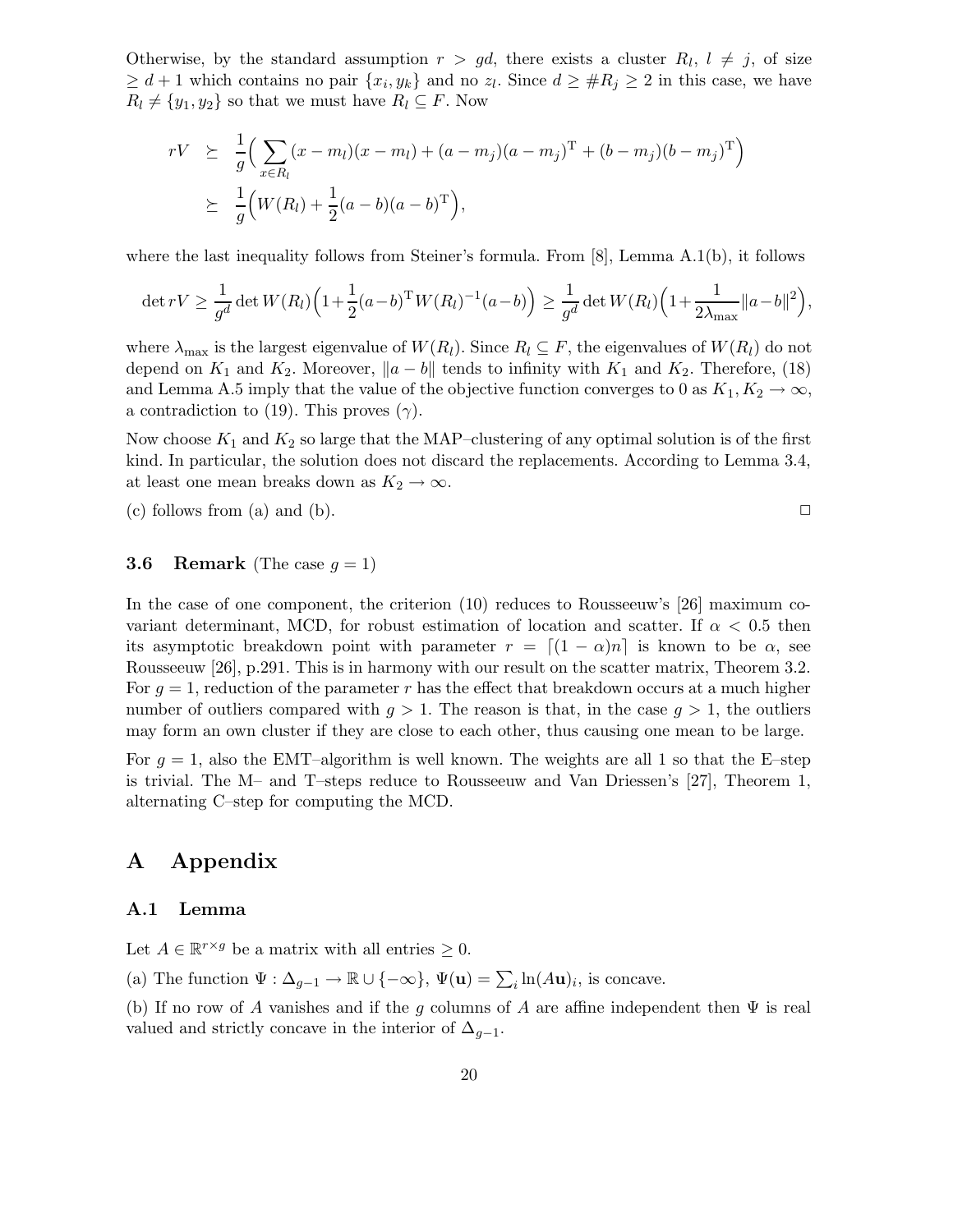Otherwise, by the standard assumption $r > gd$, there exists a cluster $R_l$, $l \neq j$, of size $\geq d+1$ which contains no pair $\{x_i, y_k\}$ and no $z_l$. Since $d \geq \#R_j \geq 2$ in this case, we have $R_l \neq \{y_1, y_2\}$ so that we must have $R_l \subseteq F$. Now

$$
\begin{aligned}
rV &\succeq \frac{1}{g}\Big(\sum_{x \in R_l}(x-m_l)(x-m_l) + (a-m_j)(a-m_j)^{\mathrm{T}} + (b-m_j)(b-m_j)^{\mathrm{T}}\Big) \\
&\succeq \frac{1}{g}\Big(W(R_l) + \frac{1}{2}(a-b)(a-b)^{\mathrm{T}}\Big),
\end{aligned}
$$

where the last inequality follows from Steiner's formula. From [8], Lemma A.1(b), it follows

$$
\det rV \geq \frac{1}{g^d}\det W(R_l)\Big(1+\frac{1}{2}(a-b)^{\mathrm{T}}W(R_l)^{-1}(a-b)\Big) \geq \frac{1}{g^d}\det W(R_l)\Big(1+\frac{1}{2\lambda_{\max}}\|a-b\|^2\Big),
$$

where $\lambda_{\max}$ is the largest eigenvalue of $W(R_l)$. Since $R_l \subseteq F$, the eigenvalues of $W(R_l)$ do not depend on $K_1$ and $K_2$. Moreover, $\|a-b\|$ tends to infinity with $K_1$ and $K_2$. Therefore, (18) and Lemma A.5 imply that the value of the objective function converges to 0 as $K_1, K_2 \to \infty$, a contradiction to (19). This proves ($\gamma$).

Now choose $K_1$ and $K_2$ so large that the MAP–clustering of any optimal solution is of the first kind. In particular, the solution does not discard the replacements. According to Lemma 3.4, at least one mean breaks down as $K_2 \to \infty$.

(c) follows from (a) and (b). □

### 3.6 Remark (The case $g = 1$)

In the case of one component, the criterion (10) reduces to Rousseeuw's [26] maximum covariant determinant, MCD, for robust estimation of location and scatter. If $\alpha < 0.5$ then its asymptotic breakdown point with parameter $r = \lceil (1-\alpha)n \rceil$ is known to be $\alpha$, see Rousseeuw [26], p.291. This is in harmony with our result on the scatter matrix, Theorem 3.2. For $g = 1$, reduction of the parameter $r$ has the effect that breakdown occurs at a much higher number of outliers compared with $g > 1$. The reason is that, in the case $g > 1$, the outliers may form an own cluster if they are close to each other, thus causing one mean to be large.

For $g = 1$, also the EMT–algorithm is well known. The weights are all 1 so that the E–step is trivial. The M– and T–steps reduce to Rousseeuw and Van Driessen's [27], Theorem 1, alternating C–step for computing the MCD.

## A Appendix

### A.1 Lemma

Let $A \in \mathbb{R}^{r \times g}$ be a matrix with all entries $\geq 0$.

(a) The function $\Psi : \Delta_{g-1} \to \mathbb{R} \cup \{-\infty\}$, $\Psi(\mathbf{u}) = \sum_i \ln(A\mathbf{u})_i$, is concave.

(b) If no row of $A$ vanishes and if the $g$ columns of $A$ are affine independent then $\Psi$ is real valued and strictly concave in the interior of $\Delta_{g-1}$.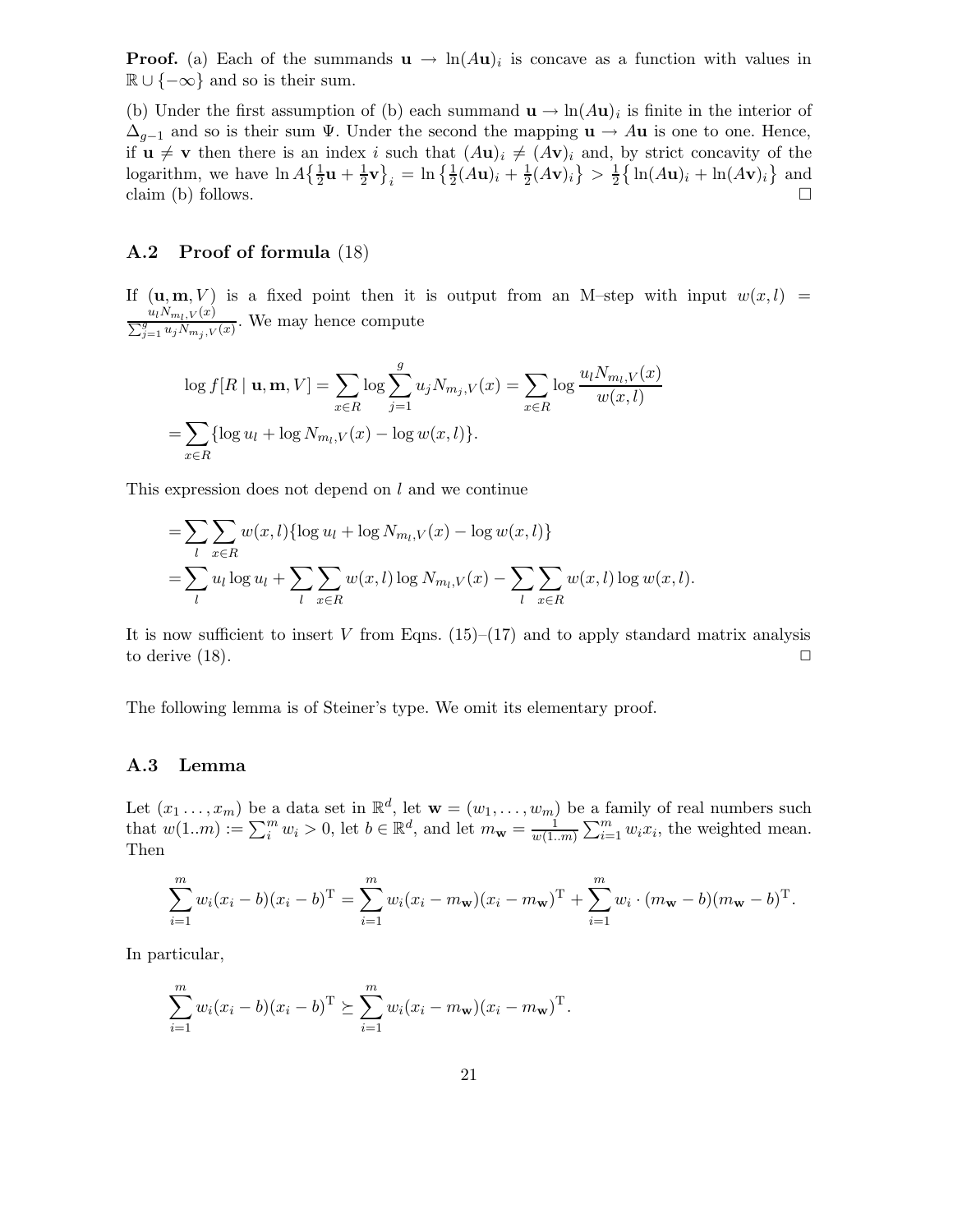**Proof.** (a) Each of the summands $\mathbf{u} \to \ln(A\mathbf{u})_i$ is concave as a function with values in $\mathbb{R} \cup \{-\infty\}$ and so is their sum.

(b) Under the first assumption of (b) each summand $\mathbf{u} \to \ln(A\mathbf{u})_i$ is finite in the interior of $\Delta_{g-1}$ and so is their sum $\Psi$. Under the second the mapping $\mathbf{u} \to A\mathbf{u}$ is one to one. Hence, if $\mathbf{u} \neq \mathbf{v}$ then there is an index $i$ such that $(A\mathbf{u})_i \neq (A\mathbf{v})_i$ and, by strict concavity of the logarithm, we have $\ln A\big\{\frac{1}{2}\mathbf{u} + \frac{1}{2}\mathbf{v}\big\}_i = \ln\big\{\frac{1}{2}(A\mathbf{u})_i + \frac{1}{2}(A\mathbf{v})_i\big\} > \frac{1}{2}\big\{\ln(A\mathbf{u})_i + \ln(A\mathbf{v})_i\big\}$ and claim (b) follows. □

## A.2 Proof of formula (18)

If $(\mathbf{u}, \mathbf{m}, V)$ is a fixed point then it is output from an M–step with input $w(x,l) = \frac{u_l N_{m_l,V}(x)}{\sum_{j=1}^{g} u_j N_{m_j,V}(x)}$. We may hence compute

$$\log f[R \mid \mathbf{u}, \mathbf{m}, V] = \sum_{x \in R} \log \sum_{j=1}^{g} u_j N_{m_j,V}(x) = \sum_{x \in R} \log \frac{u_l N_{m_l,V}(x)}{w(x,l)}$$
$$= \sum_{x \in R} \{\log u_l + \log N_{m_l,V}(x) - \log w(x,l)\}.$$

This expression does not depend on $l$ and we continue

$$= \sum_l \sum_{x \in R} w(x,l)\{\log u_l + \log N_{m_l,V}(x) - \log w(x,l)\}$$
$$= \sum_l u_l \log u_l + \sum_l \sum_{x \in R} w(x,l) \log N_{m_l,V}(x) - \sum_l \sum_{x \in R} w(x,l) \log w(x,l).$$

It is now sufficient to insert $V$ from Eqns. (15)–(17) and to apply standard matrix analysis to derive (18). □

The following lemma is of Steiner's type. We omit its elementary proof.

## A.3 Lemma

Let $(x_1 \ldots, x_m)$ be a data set in $\mathbb{R}^d$, let $\mathbf{w} = (w_1, \ldots, w_m)$ be a family of real numbers such that $w(1..m) := \sum_i^m w_i > 0$, let $b \in \mathbb{R}^d$, and let $m_\mathbf{w} = \frac{1}{w(1..m)} \sum_{i=1}^m w_i x_i$, the weighted mean. Then

$$\sum_{i=1}^m w_i (x_i - b)(x_i - b)^{\mathrm{T}} = \sum_{i=1}^m w_i (x_i - m_\mathbf{w})(x_i - m_\mathbf{w})^{\mathrm{T}} + \sum_{i=1}^m w_i \cdot (m_\mathbf{w} - b)(m_\mathbf{w} - b)^{\mathrm{T}}.$$

In particular,

$$\sum_{i=1}^m w_i (x_i - b)(x_i - b)^{\mathrm{T}} \succeq \sum_{i=1}^m w_i (x_i - m_\mathbf{w})(x_i - m_\mathbf{w})^{\mathrm{T}}.$$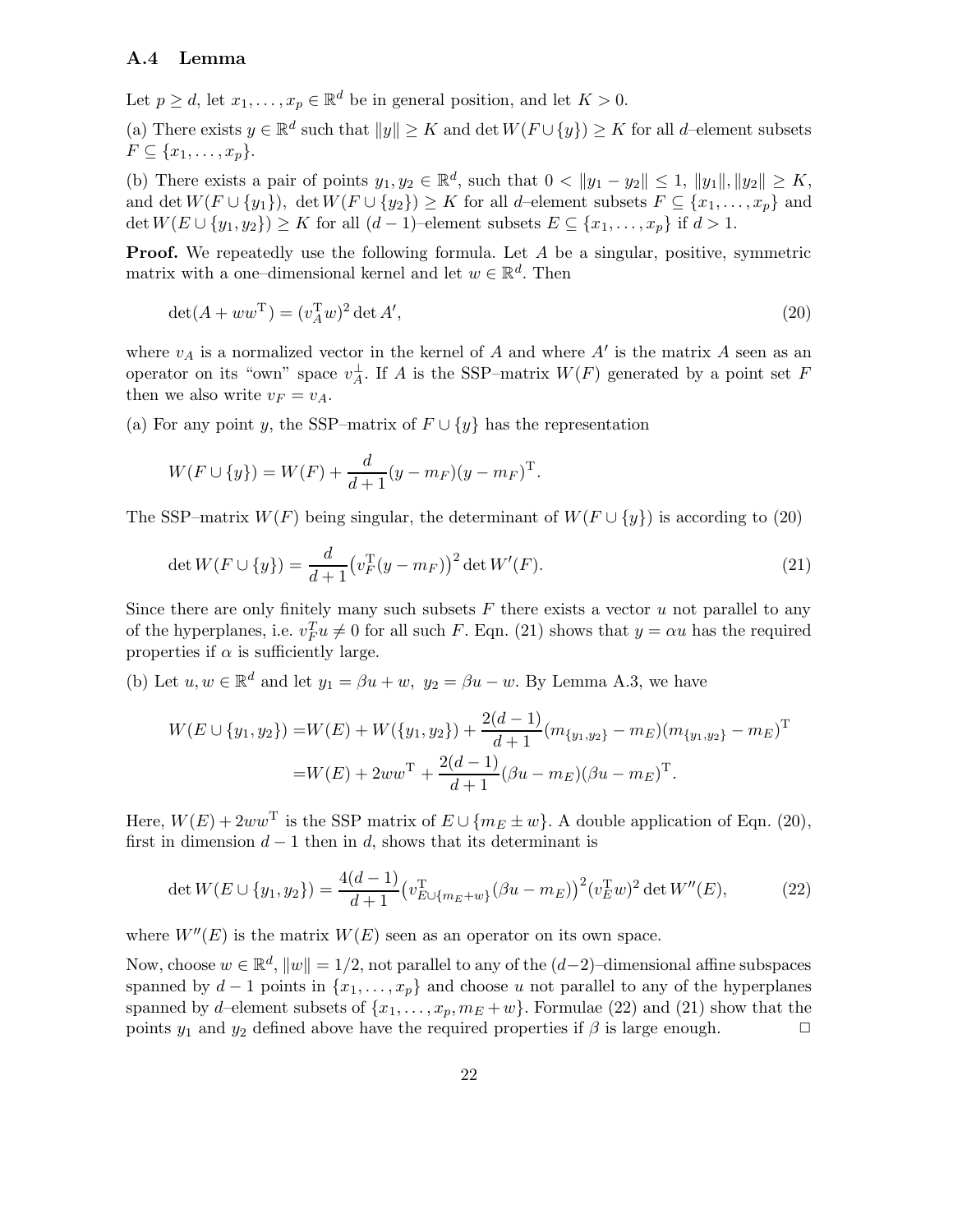### A.4 Lemma

Let $p \geq d$, let $x_1, \ldots, x_p \in \mathbb{R}^d$ be in general position, and let $K > 0$.

(a) There exists $y \in \mathbb{R}^d$ such that $\|y\| \geq K$ and $\det W(F \cup \{y\}) \geq K$ for all $d$–element subsets $F \subseteq \{x_1, \ldots, x_p\}$.

(b) There exists a pair of points $y_1, y_2 \in \mathbb{R}^d$, such that $0 < \|y_1 - y_2\| \leq 1$, $\|y_1\|, \|y_2\| \geq K$, and $\det W(F \cup \{y_1\})$, $\det W(F \cup \{y_2\}) \geq K$ for all $d$–element subsets $F \subseteq \{x_1, \ldots, x_p\}$ and $\det W(E \cup \{y_1, y_2\}) \geq K$ for all $(d-1)$–element subsets $E \subseteq \{x_1, \ldots, x_p\}$ if $d > 1$.

**Proof.** We repeatedly use the following formula. Let $A$ be a singular, positive, symmetric matrix with a one–dimensional kernel and let $w \in \mathbb{R}^d$. Then

$$\det(A + ww^{\mathrm{T}}) = (v_A^{\mathrm{T}} w)^2 \det A', \tag{20}$$

where $v_A$ is a normalized vector in the kernel of $A$ and where $A'$ is the matrix $A$ seen as an operator on its "own" space $v_A^{\perp}$. If $A$ is the SSP–matrix $W(F)$ generated by a point set $F$ then we also write $v_F = v_A$.

(a) For any point $y$, the SSP–matrix of $F \cup \{y\}$ has the representation

$$W(F \cup \{y\}) = W(F) + \frac{d}{d+1}(y - m_F)(y - m_F)^{\mathrm{T}}.$$

The SSP–matrix $W(F)$ being singular, the determinant of $W(F \cup \{y\})$ is according to (20)

$$\det W(F \cup \{y\}) = \frac{d}{d+1}\big(v_F^{\mathrm{T}}(y - m_F)\big)^2 \det W'(F). \tag{21}$$

Since there are only finitely many such subsets $F$ there exists a vector $u$ not parallel to any of the hyperplanes, i.e. $v_F^T u \neq 0$ for all such $F$. Eqn. (21) shows that $y = \alpha u$ has the required properties if $\alpha$ is sufficiently large.

(b) Let $u, w \in \mathbb{R}^d$ and let $y_1 = \beta u + w$, $y_2 = \beta u - w$. By Lemma A.3, we have

$$\begin{aligned}
W(E \cup \{y_1, y_2\}) =& W(E) + W(\{y_1, y_2\}) + \frac{2(d-1)}{d+1}(m_{\{y_1,y_2\}} - m_E)(m_{\{y_1,y_2\}} - m_E)^{\mathrm{T}} \\
=& W(E) + 2ww^{\mathrm{T}} + \frac{2(d-1)}{d+1}(\beta u - m_E)(\beta u - m_E)^{\mathrm{T}}.
\end{aligned}$$

Here, $W(E) + 2ww^{\mathrm{T}}$ is the SSP matrix of $E \cup \{m_E \pm w\}$. A double application of Eqn. (20), first in dimension $d-1$ then in $d$, shows that its determinant is

$$\det W(E \cup \{y_1, y_2\}) = \frac{4(d-1)}{d+1}\big(v_{E \cup \{m_E + w\}}^{\mathrm{T}}(\beta u - m_E)\big)^2 (v_E^{\mathrm{T}} w)^2 \det W''(E), \tag{22}$$

where $W''(E)$ is the matrix $W(E)$ seen as an operator on its own space.

Now, choose $w \in \mathbb{R}^d$, $\|w\| = 1/2$, not parallel to any of the $(d-2)$–dimensional affine subspaces spanned by $d-1$ points in $\{x_1, \ldots, x_p\}$ and choose $u$ not parallel to any of the hyperplanes spanned by $d$–element subsets of $\{x_1, \ldots, x_p, m_E + w\}$. Formulae (22) and (21) show that the points $y_1$ and $y_2$ defined above have the required properties if $\beta$ is large enough. $\square$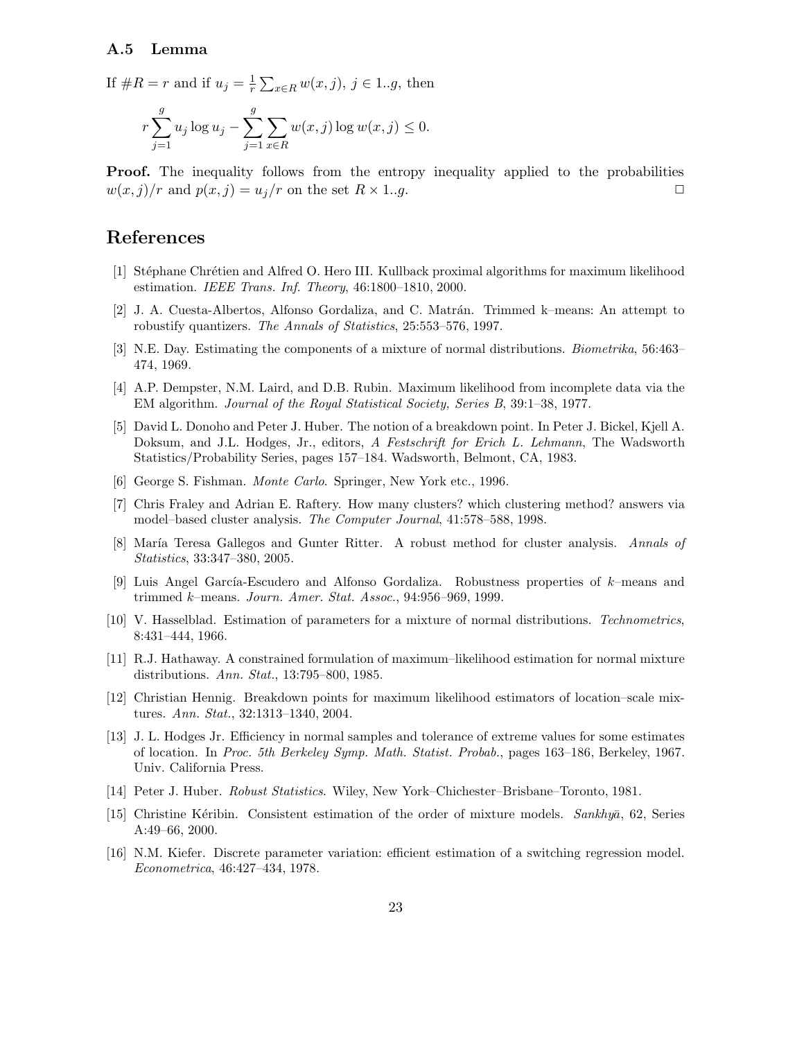### A.5 Lemma

If $\#R = r$ and if $u_j = \frac{1}{r}\sum_{x \in R} w(x,j)$, $j \in 1..g$, then

$$r\sum_{j=1}^{g} u_j \log u_j - \sum_{j=1}^{g}\sum_{x\in R} w(x,j)\log w(x,j) \leq 0.$$

**Proof.** The inequality follows from the entropy inequality applied to the probabilities $w(x,j)/r$ and $p(x,j) = u_j/r$ on the set $R \times 1..g$. □

## References

[1] Stéphane Chrétien and Alfred O. Hero III. Kullback proximal algorithms for maximum likelihood estimation. *IEEE Trans. Inf. Theory*, 46:1800–1810, 2000.

[2] J. A. Cuesta-Albertos, Alfonso Gordaliza, and C. Matrán. Trimmed k–means: An attempt to robustify quantizers. *The Annals of Statistics*, 25:553–576, 1997.

[3] N.E. Day. Estimating the components of a mixture of normal distributions. *Biometrika*, 56:463–474, 1969.

[4] A.P. Dempster, N.M. Laird, and D.B. Rubin. Maximum likelihood from incomplete data via the EM algorithm. *Journal of the Royal Statistical Society, Series B*, 39:1–38, 1977.

[5] David L. Donoho and Peter J. Huber. The notion of a breakdown point. In Peter J. Bickel, Kjell A. Doksum, and J.L. Hodges, Jr., editors, *A Festschrift for Erich L. Lehmann*, The Wadsworth Statistics/Probability Series, pages 157–184. Wadsworth, Belmont, CA, 1983.

[6] George S. Fishman. *Monte Carlo*. Springer, New York etc., 1996.

[7] Chris Fraley and Adrian E. Raftery. How many clusters? which clustering method? answers via model–based cluster analysis. *The Computer Journal*, 41:578–588, 1998.

[8] María Teresa Gallegos and Gunter Ritter. A robust method for cluster analysis. *Annals of Statistics*, 33:347–380, 2005.

[9] Luis Angel García-Escudero and Alfonso Gordaliza. Robustness properties of $k$–means and trimmed $k$–means. *Journ. Amer. Stat. Assoc.*, 94:956–969, 1999.

[10] V. Hasselblad. Estimation of parameters for a mixture of normal distributions. *Technometrics*, 8:431–444, 1966.

[11] R.J. Hathaway. A constrained formulation of maximum–likelihood estimation for normal mixture distributions. *Ann. Stat.*, 13:795–800, 1985.

[12] Christian Hennig. Breakdown points for maximum likelihood estimators of location–scale mixtures. *Ann. Stat.*, 32:1313–1340, 2004.

[13] J. L. Hodges Jr. Efficiency in normal samples and tolerance of extreme values for some estimates of location. In *Proc. 5th Berkeley Symp. Math. Statist. Probab.*, pages 163–186, Berkeley, 1967. Univ. California Press.

[14] Peter J. Huber. *Robust Statistics*. Wiley, New York–Chichester–Brisbane–Toronto, 1981.

[15] Christine Kéribin. Consistent estimation of the order of mixture models. *Sankhyā*, 62, Series A:49–66, 2000.

[16] N.M. Kiefer. Discrete parameter variation: efficient estimation of a switching regression model. *Econometrica*, 46:427–434, 1978.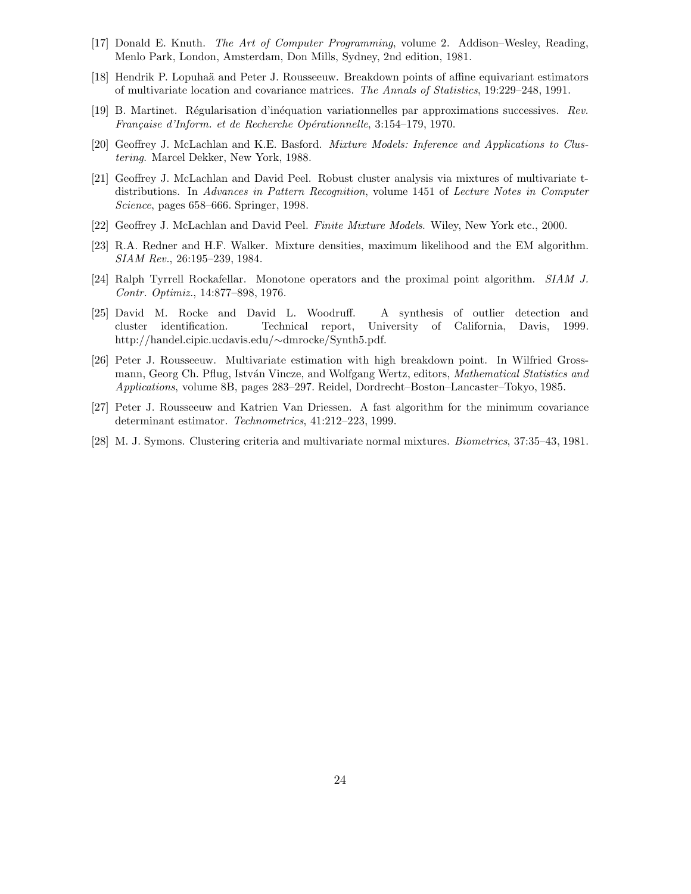[17] Donald E. Knuth. *The Art of Computer Programming*, volume 2. Addison–Wesley, Reading, Menlo Park, London, Amsterdam, Don Mills, Sydney, 2nd edition, 1981.

[18] Hendrik P. Lopuhaä and Peter J. Rousseeuw. Breakdown points of affine equivariant estimators of multivariate location and covariance matrices. *The Annals of Statistics*, 19:229–248, 1991.

[19] B. Martinet. Régularisation d'inéquation variationnelles par approximations successives. *Rev. Française d'Inform. et de Recherche Opérationnelle*, 3:154–179, 1970.

[20] Geoffrey J. McLachlan and K.E. Basford. *Mixture Models: Inference and Applications to Clustering*. Marcel Dekker, New York, 1988.

[21] Geoffrey J. McLachlan and David Peel. Robust cluster analysis via mixtures of multivariate t-distributions. In *Advances in Pattern Recognition*, volume 1451 of *Lecture Notes in Computer Science*, pages 658–666. Springer, 1998.

[22] Geoffrey J. McLachlan and David Peel. *Finite Mixture Models*. Wiley, New York etc., 2000.

[23] R.A. Redner and H.F. Walker. Mixture densities, maximum likelihood and the EM algorithm. *SIAM Rev.*, 26:195–239, 1984.

[24] Ralph Tyrrell Rockafellar. Monotone operators and the proximal point algorithm. *SIAM J. Contr. Optimiz.*, 14:877–898, 1976.

[25] David M. Rocke and David L. Woodruff. A synthesis of outlier detection and cluster identification. Technical report, University of California, Davis, 1999. http://handel.cipic.ucdavis.edu/∼dmrocke/Synth5.pdf.

[26] Peter J. Rousseeuw. Multivariate estimation with high breakdown point. In Wilfried Grossmann, Georg Ch. Pflug, István Vincze, and Wolfgang Wertz, editors, *Mathematical Statistics and Applications*, volume 8B, pages 283–297. Reidel, Dordrecht–Boston–Lancaster–Tokyo, 1985.

[27] Peter J. Rousseeuw and Katrien Van Driessen. A fast algorithm for the minimum covariance determinant estimator. *Technometrics*, 41:212–223, 1999.

[28] M. J. Symons. Clustering criteria and multivariate normal mixtures. *Biometrics*, 37:35–43, 1981.